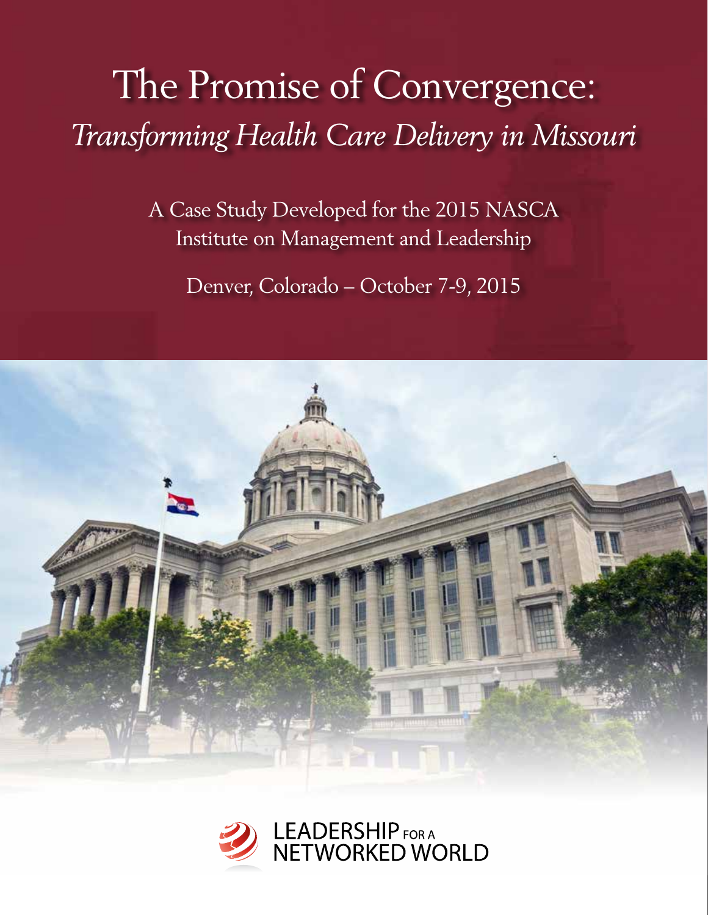# The Promise of Convergence:

## *Transforming Health Care Delivery in Missouri*

A Case Study Developed for the 2015 NASCA Institute on Management and Leadership

Denver, Colorado – October 7-9, 2015

LEADERSHIP FOR A NETWORKED WORLD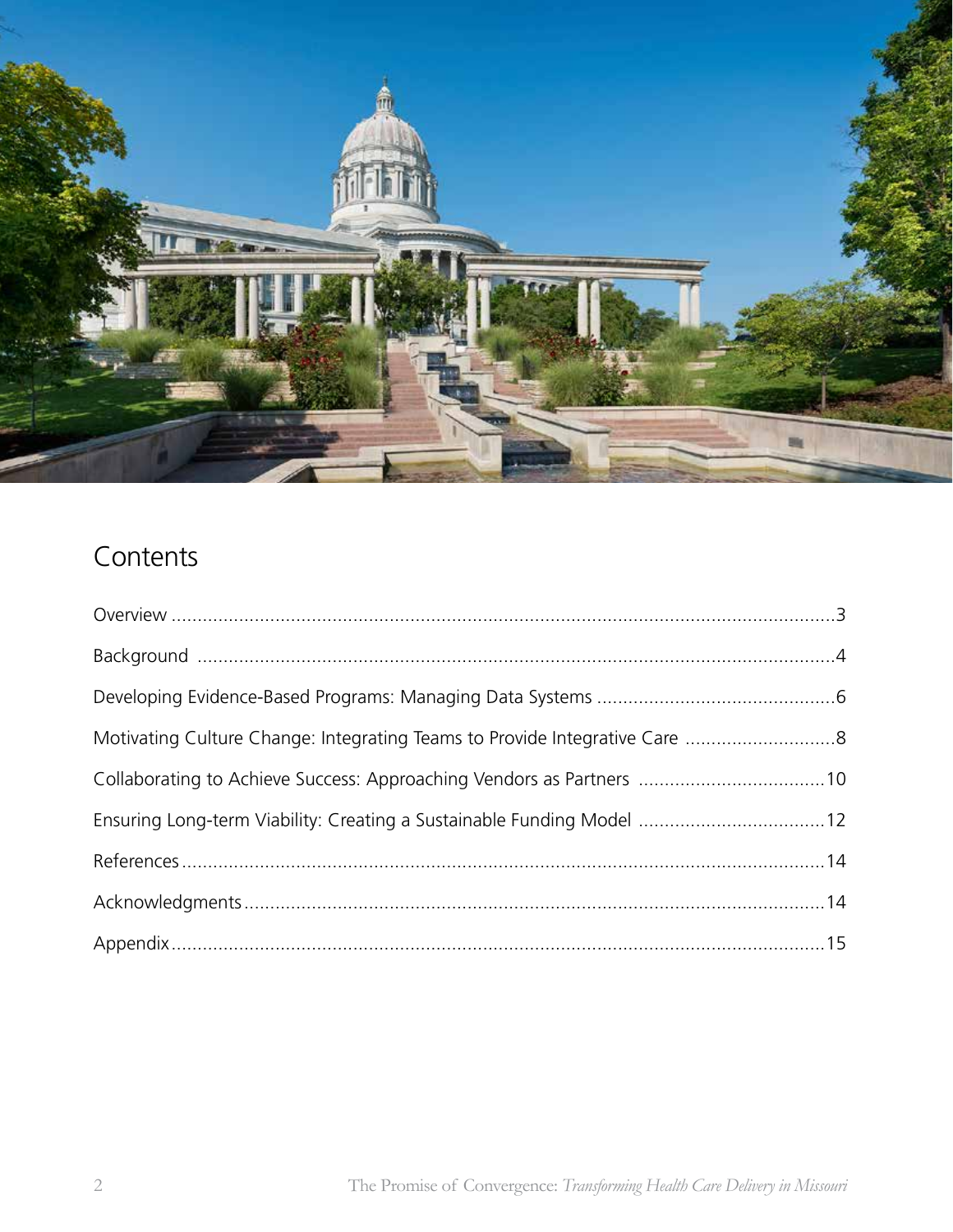## Contents

| Section | Page |
|---|---|
| Overview | 3 |
| Background | 4 |
| Developing Evidence-Based Programs: Managing Data Systems | 6 |
| Motivating Culture Change: Integrating Teams to Provide Integrative Care | 8 |
| Collaborating to Achieve Success: Approaching Vendors as Partners | 10 |
| Ensuring Long-term Viability: Creating a Sustainable Funding Model | 12 |
| References | 14 |
| Acknowledgments | 14 |
| Appendix | 15 |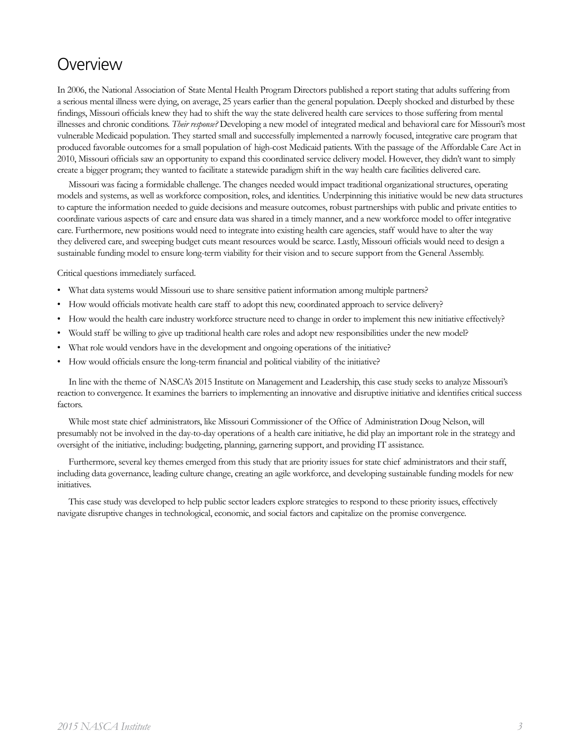# Overview

In 2006, the National Association of State Mental Health Program Directors published a report stating that adults suffering from a serious mental illness were dying, on average, 25 years earlier than the general population. Deeply shocked and disturbed by these findings, Missouri officials knew they had to shift the way the state delivered health care services to those suffering from mental illnesses and chronic conditions. *Their response?* Developing a new model of integrated medical and behavioral care for Missouri's most vulnerable Medicaid population. They started small and successfully implemented a narrowly focused, integrative care program that produced favorable outcomes for a small population of high-cost Medicaid patients. With the passage of the Affordable Care Act in 2010, Missouri officials saw an opportunity to expand this coordinated service delivery model. However, they didn't want to simply create a bigger program; they wanted to facilitate a statewide paradigm shift in the way health care facilities delivered care.

Missouri was facing a formidable challenge. The changes needed would impact traditional organizational structures, operating models and systems, as well as workforce composition, roles, and identities. Underpinning this initiative would be new data structures to capture the information needed to guide decisions and measure outcomes, robust partnerships with public and private entities to coordinate various aspects of care and ensure data was shared in a timely manner, and a new workforce model to offer integrative care. Furthermore, new positions would need to integrate into existing health care agencies, staff would have to alter the way they delivered care, and sweeping budget cuts meant resources would be scarce. Lastly, Missouri officials would need to design a sustainable funding model to ensure long-term viability for their vision and to secure support from the General Assembly.

Critical questions immediately surfaced.

- What data systems would Missouri use to share sensitive patient information among multiple partners?
- How would officials motivate health care staff to adopt this new, coordinated approach to service delivery?
- How would the health care industry workforce structure need to change in order to implement this new initiative effectively?
- Would staff be willing to give up traditional health care roles and adopt new responsibilities under the new model?
- What role would vendors have in the development and ongoing operations of the initiative?
- How would officials ensure the long-term financial and political viability of the initiative?

In line with the theme of NASCA's 2015 Institute on Management and Leadership, this case study seeks to analyze Missouri's reaction to convergence. It examines the barriers to implementing an innovative and disruptive initiative and identifies critical success factors.

While most state chief administrators, like Missouri Commissioner of the Office of Administration Doug Nelson, will presumably not be involved in the day-to-day operations of a health care initiative, he did play an important role in the strategy and oversight of the initiative, including: budgeting, planning, garnering support, and providing IT assistance.

Furthermore, several key themes emerged from this study that are priority issues for state chief administrators and their staff, including data governance, leading culture change, creating an agile workforce, and developing sustainable funding models for new initiatives.

This case study was developed to help public sector leaders explore strategies to respond to these priority issues, effectively navigate disruptive changes in technological, economic, and social factors and capitalize on the promise convergence.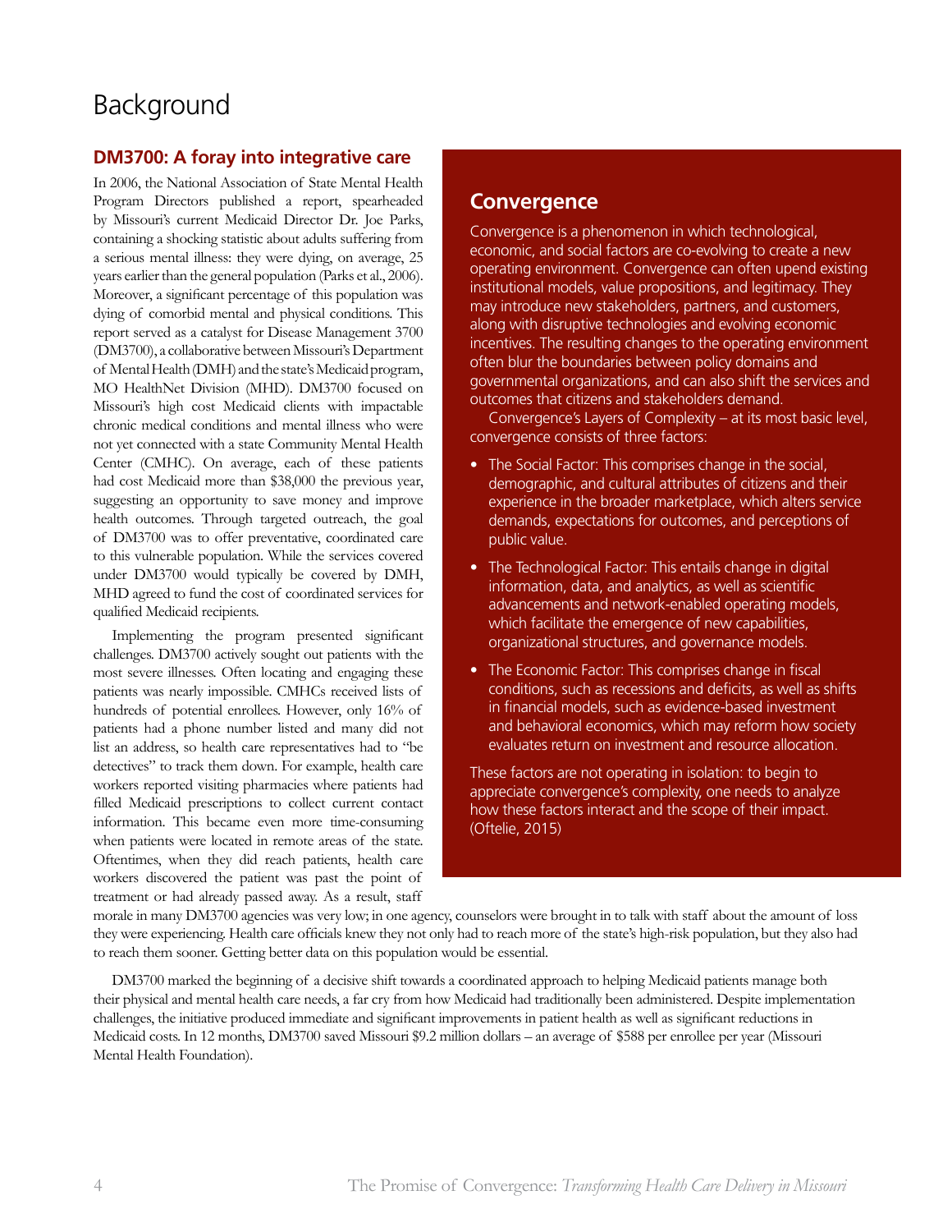# Background

## DM3700: A foray into integrative care

In 2006, the National Association of State Mental Health Program Directors published a report, spearheaded by Missouri's current Medicaid Director Dr. Joe Parks, containing a shocking statistic about adults suffering from a serious mental illness: they were dying, on average, 25 years earlier than the general population (Parks et al., 2006). Moreover, a significant percentage of this population was dying of comorbid mental and physical conditions. This report served as a catalyst for Disease Management 3700 (DM3700), a collaborative between Missouri's Department of Mental Health (DMH) and the state's Medicaid program, MO HealthNet Division (MHD). DM3700 focused on Missouri's high cost Medicaid clients with impactable chronic medical conditions and mental illness who were not yet connected with a state Community Mental Health Center (CMHC). On average, each of these patients had cost Medicaid more than $38,000 the previous year, suggesting an opportunity to save money and improve health outcomes. Through targeted outreach, the goal of DM3700 was to offer preventative, coordinated care to this vulnerable population. While the services covered under DM3700 would typically be covered by DMH, MHD agreed to fund the cost of coordinated services for qualified Medicaid recipients.

Implementing the program presented significant challenges. DM3700 actively sought out patients with the most severe illnesses. Often locating and engaging these patients was nearly impossible. CMHCs received lists of hundreds of potential enrollees. However, only 16% of patients had a phone number listed and many did not list an address, so health care representatives had to "be detectives" to track them down. For example, health care workers reported visiting pharmacies where patients had filled Medicaid prescriptions to collect current contact information. This became even more time-consuming when patients were located in remote areas of the state. Oftentimes, when they did reach patients, health care workers discovered the patient was past the point of treatment or had already passed away. As a result, staff morale in many DM3700 agencies was very low; in one agency, counselors were brought in to talk with staff about the amount of loss they were experiencing. Health care officials knew they not only had to reach more of the state's high-risk population, but they also had to reach them sooner. Getting better data on this population would be essential.

DM3700 marked the beginning of a decisive shift towards a coordinated approach to helping Medicaid patients manage both their physical and mental health care needs, a far cry from how Medicaid had traditionally been administered. Despite implementation challenges, the initiative produced immediate and significant improvements in patient health as well as significant reductions in Medicaid costs. In 12 months, DM3700 saved Missouri $9.2 million dollars – an average of $588 per enrollee per year (Missouri Mental Health Foundation).

## Convergence

Convergence is a phenomenon in which technological, economic, and social factors are co-evolving to create a new operating environment. Convergence can often upend existing institutional models, value propositions, and legitimacy. They may introduce new stakeholders, partners, and customers, along with disruptive technologies and evolving economic incentives. The resulting changes to the operating environment often blur the boundaries between policy domains and governmental organizations, and can also shift the services and outcomes that citizens and stakeholders demand.

Convergence's Layers of Complexity – at its most basic level, convergence consists of three factors:

- The Social Factor: This comprises change in the social, demographic, and cultural attributes of citizens and their experience in the broader marketplace, which alters service demands, expectations for outcomes, and perceptions of public value.
- The Technological Factor: This entails change in digital information, data, and analytics, as well as scientific advancements and network-enabled operating models, which facilitate the emergence of new capabilities, organizational structures, and governance models.
- The Economic Factor: This comprises change in fiscal conditions, such as recessions and deficits, as well as shifts in financial models, such as evidence-based investment and behavioral economics, which may reform how society evaluates return on investment and resource allocation.

These factors are not operating in isolation: to begin to appreciate convergence's complexity, one needs to analyze how these factors interact and the scope of their impact. (Oftelie, 2015)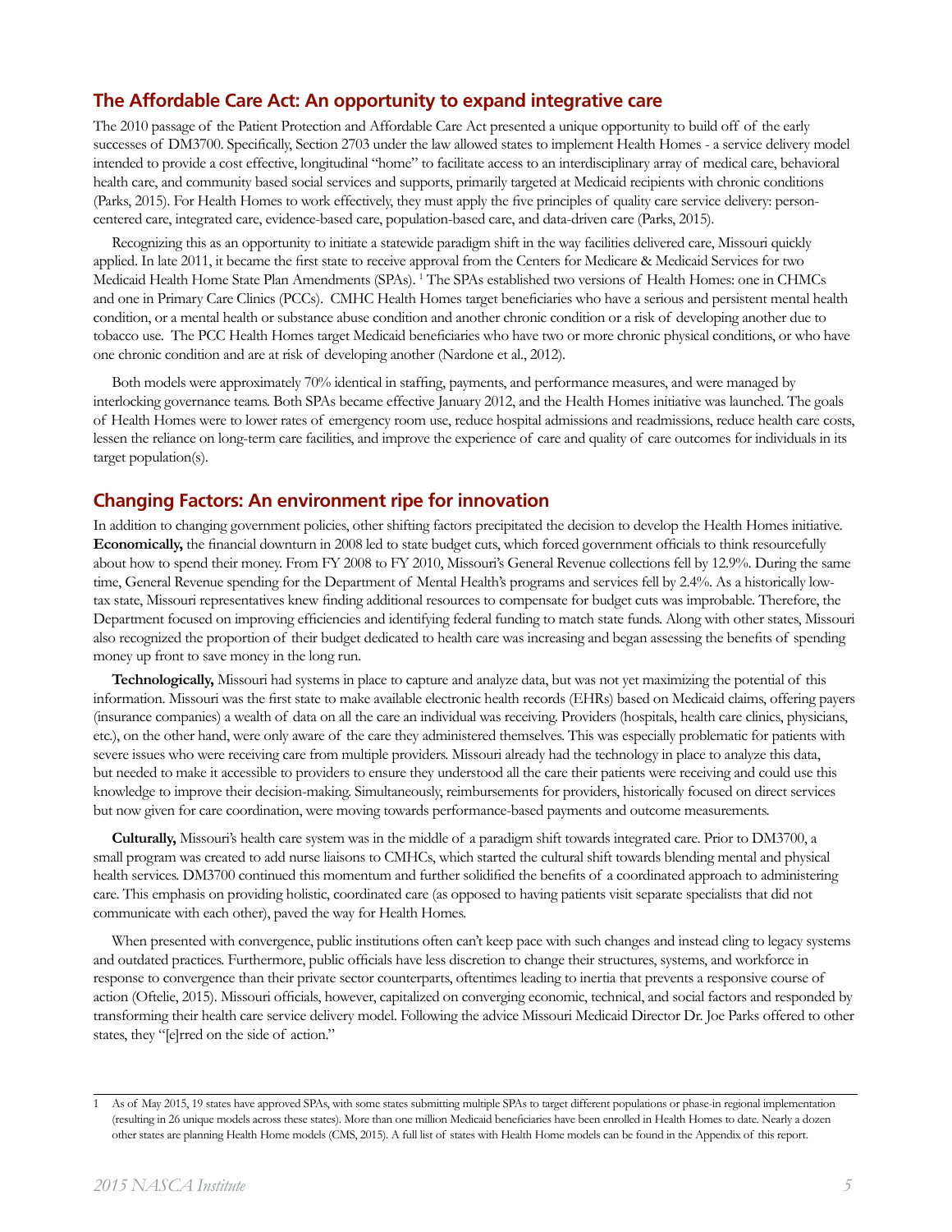## The Affordable Care Act: An opportunity to expand integrative care

The 2010 passage of the Patient Protection and Affordable Care Act presented a unique opportunity to build off of the early successes of DM3700. Specifically, Section 2703 under the law allowed states to implement Health Homes - a service delivery model intended to provide a cost effective, longitudinal "home" to facilitate access to an interdisciplinary array of medical care, behavioral health care, and community based social services and supports, primarily targeted at Medicaid recipients with chronic conditions (Parks, 2015). For Health Homes to work effectively, they must apply the five principles of quality care service delivery: person-centered care, integrated care, evidence-based care, population-based care, and data-driven care (Parks, 2015).

Recognizing this as an opportunity to initiate a statewide paradigm shift in the way facilities delivered care, Missouri quickly applied. In late 2011, it became the first state to receive approval from the Centers for Medicare & Medicaid Services for two Medicaid Health Home State Plan Amendments (SPAs). [1] The SPAs established two versions of Health Homes: one in CHMCs and one in Primary Care Clinics (PCCs). CMHC Health Homes target beneficiaries who have a serious and persistent mental health condition, or a mental health or substance abuse condition and another chronic condition or a risk of developing another due to tobacco use. The PCC Health Homes target Medicaid beneficiaries who have two or more chronic physical conditions, or who have one chronic condition and are at risk of developing another (Nardone et al., 2012).

Both models were approximately 70% identical in staffing, payments, and performance measures, and were managed by interlocking governance teams. Both SPAs became effective January 2012, and the Health Homes initiative was launched. The goals of Health Homes were to lower rates of emergency room use, reduce hospital admissions and readmissions, reduce health care costs, lessen the reliance on long-term care facilities, and improve the experience of care and quality of care outcomes for individuals in its target population(s).

## Changing Factors: An environment ripe for innovation

In addition to changing government policies, other shifting factors precipitated the decision to develop the Health Homes initiative. **Economically,** the financial downturn in 2008 led to state budget cuts, which forced government officials to think resourcefully about how to spend their money. From FY 2008 to FY 2010, Missouri's General Revenue collections fell by 12.9%. During the same time, General Revenue spending for the Department of Mental Health's programs and services fell by 2.4%. As a historically low-tax state, Missouri representatives knew finding additional resources to compensate for budget cuts was improbable. Therefore, the Department focused on improving efficiencies and identifying federal funding to match state funds. Along with other states, Missouri also recognized the proportion of their budget dedicated to health care was increasing and began assessing the benefits of spending money up front to save money in the long run.

**Technologically,** Missouri had systems in place to capture and analyze data, but was not yet maximizing the potential of this information. Missouri was the first state to make available electronic health records (EHRs) based on Medicaid claims, offering payers (insurance companies) a wealth of data on all the care an individual was receiving. Providers (hospitals, health care clinics, physicians, etc.), on the other hand, were only aware of the care they administered themselves. This was especially problematic for patients with severe issues who were receiving care from multiple providers. Missouri already had the technology in place to analyze this data, but needed to make it accessible to providers to ensure they understood all the care their patients were receiving and could use this knowledge to improve their decision-making. Simultaneously, reimbursements for providers, historically focused on direct services but now given for care coordination, were moving towards performance-based payments and outcome measurements.

**Culturally,** Missouri's health care system was in the middle of a paradigm shift towards integrated care. Prior to DM3700, a small program was created to add nurse liaisons to CMHCs, which started the cultural shift towards blending mental and physical health services. DM3700 continued this momentum and further solidified the benefits of a coordinated approach to administering care. This emphasis on providing holistic, coordinated care (as opposed to having patients visit separate specialists that did not communicate with each other), paved the way for Health Homes.

When presented with convergence, public institutions often can't keep pace with such changes and instead cling to legacy systems and outdated practices. Furthermore, public officials have less discretion to change their structures, systems, and workforce in response to convergence than their private sector counterparts, oftentimes leading to inertia that prevents a responsive course of action (Oftelie, 2015). Missouri officials, however, capitalized on converging economic, technical, and social factors and responded by transforming their health care service delivery model. Following the advice Missouri Medicaid Director Dr. Joe Parks offered to other states, they "[e]rred on the side of action."

---

1 As of May 2015, 19 states have approved SPAs, with some states submitting multiple SPAs to target different populations or phase-in regional implementation (resulting in 26 unique models across these states). More than one million Medicaid beneficiaries have been enrolled in Health Homes to date. Nearly a dozen other states are planning Health Home models (CMS, 2015). A full list of states with Health Home models can be found in the Appendix of this report.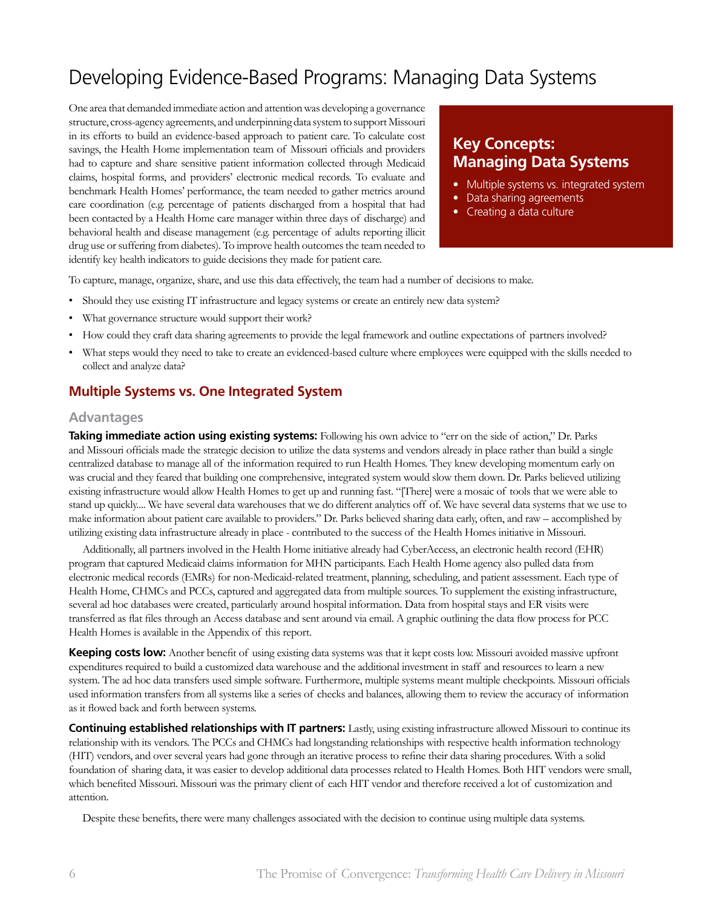# Developing Evidence-Based Programs: Managing Data Systems

One area that demanded immediate action and attention was developing a governance structure, cross-agency agreements, and underpinning data system to support Missouri in its efforts to build an evidence-based approach to patient care. To calculate cost savings, the Health Home implementation team of Missouri officials and providers had to capture and share sensitive patient information collected through Medicaid claims, hospital forms, and providers' electronic medical records. To evaluate and benchmark Health Homes' performance, the team needed to gather metrics around care coordination (e.g. percentage of patients discharged from a hospital that had been contacted by a Health Home care manager within three days of discharge) and behavioral health and disease management (e.g. percentage of adults reporting illicit drug use or suffering from diabetes). To improve health outcomes the team needed to identify key health indicators to guide decisions they made for patient care.

> **Key Concepts: Managing Data Systems**
>
> - Multiple systems vs. integrated system
> - Data sharing agreements
> - Creating a data culture

To capture, manage, organize, share, and use this data effectively, the team had a number of decisions to make.

- Should they use existing IT infrastructure and legacy systems or create an entirely new data system?
- What governance structure would support their work?
- How could they craft data sharing agreements to provide the legal framework and outline expectations of partners involved?
- What steps would they need to take to create an evidenced-based culture where employees were equipped with the skills needed to collect and analyze data?

## Multiple Systems vs. One Integrated System

### Advantages

**Taking immediate action using existing systems:** Following his own advice to "err on the side of action," Dr. Parks and Missouri officials made the strategic decision to utilize the data systems and vendors already in place rather than build a single centralized database to manage all of the information required to run Health Homes. They knew developing momentum early on was crucial and they feared that building one comprehensive, integrated system would slow them down. Dr. Parks believed utilizing existing infrastructure would allow Health Homes to get up and running fast. "[There] were a mosaic of tools that we were able to stand up quickly.... We have several data warehouses that we do different analytics off of. We have several data systems that we use to make information about patient care available to providers." Dr. Parks believed sharing data early, often, and raw – accomplished by utilizing existing data infrastructure already in place - contributed to the success of the Health Homes initiative in Missouri.

Additionally, all partners involved in the Health Home initiative already had CyberAccess, an electronic health record (EHR) program that captured Medicaid claims information for MHN participants. Each Health Home agency also pulled data from electronic medical records (EMRs) for non-Medicaid-related treatment, planning, scheduling, and patient assessment. Each type of Health Home, CHMCs and PCCs, captured and aggregated data from multiple sources. To supplement the existing infrastructure, several ad hoc databases were created, particularly around hospital information. Data from hospital stays and ER visits were transferred as flat files through an Access database and sent around via email. A graphic outlining the data flow process for PCC Health Homes is available in the Appendix of this report.

**Keeping costs low:** Another benefit of using existing data systems was that it kept costs low. Missouri avoided massive upfront expenditures required to build a customized data warehouse and the additional investment in staff and resources to learn a new system. The ad hoc data transfers used simple software. Furthermore, multiple systems meant multiple checkpoints. Missouri officials used information transfers from all systems like a series of checks and balances, allowing them to review the accuracy of information as it flowed back and forth between systems.

**Continuing established relationships with IT partners:** Lastly, using existing infrastructure allowed Missouri to continue its relationship with its vendors. The PCCs and CHMCs had longstanding relationships with respective health information technology (HIT) vendors, and over several years had gone through an iterative process to refine their data sharing procedures. With a solid foundation of sharing data, it was easier to develop additional data processes related to Health Homes. Both HIT vendors were small, which benefited Missouri. Missouri was the primary client of each HIT vendor and therefore received a lot of customization and attention.

Despite these benefits, there were many challenges associated with the decision to continue using multiple data systems.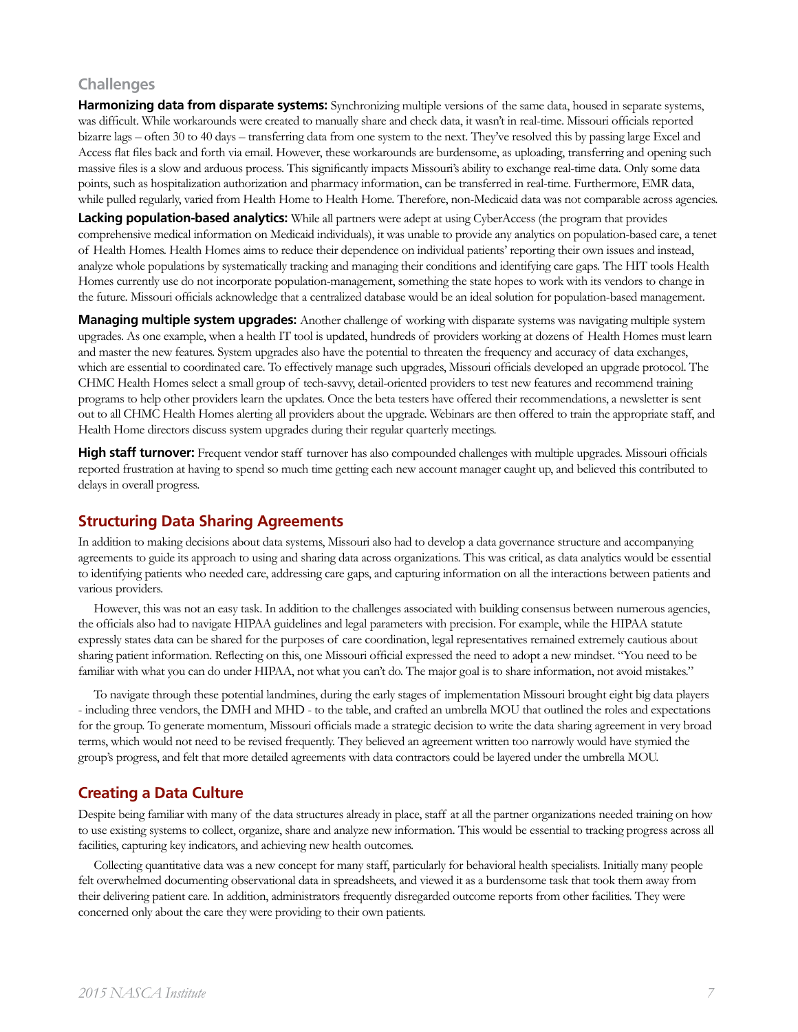### Challenges

**Harmonizing data from disparate systems:** Synchronizing multiple versions of the same data, housed in separate systems, was difficult. While workarounds were created to manually share and check data, it wasn't in real-time. Missouri officials reported bizarre lags – often 30 to 40 days – transferring data from one system to the next. They've resolved this by passing large Excel and Access flat files back and forth via email. However, these workarounds are burdensome, as uploading, transferring and opening such massive files is a slow and arduous process. This significantly impacts Missouri's ability to exchange real-time data. Only some data points, such as hospitalization authorization and pharmacy information, can be transferred in real-time. Furthermore, EMR data, while pulled regularly, varied from Health Home to Health Home. Therefore, non-Medicaid data was not comparable across agencies.

**Lacking population-based analytics:** While all partners were adept at using CyberAccess (the program that provides comprehensive medical information on Medicaid individuals), it was unable to provide any analytics on population-based care, a tenet of Health Homes. Health Homes aims to reduce their dependence on individual patients' reporting their own issues and instead, analyze whole populations by systematically tracking and managing their conditions and identifying care gaps. The HIT tools Health Homes currently use do not incorporate population-management, something the state hopes to work with its vendors to change in the future. Missouri officials acknowledge that a centralized database would be an ideal solution for population-based management.

**Managing multiple system upgrades:** Another challenge of working with disparate systems was navigating multiple system upgrades. As one example, when a health IT tool is updated, hundreds of providers working at dozens of Health Homes must learn and master the new features. System upgrades also have the potential to threaten the frequency and accuracy of data exchanges, which are essential to coordinated care. To effectively manage such upgrades, Missouri officials developed an upgrade protocol. The CHMC Health Homes select a small group of tech-savvy, detail-oriented providers to test new features and recommend training programs to help other providers learn the updates. Once the beta testers have offered their recommendations, a newsletter is sent out to all CHMC Health Homes alerting all providers about the upgrade. Webinars are then offered to train the appropriate staff, and Health Home directors discuss system upgrades during their regular quarterly meetings.

**High staff turnover:** Frequent vendor staff turnover has also compounded challenges with multiple upgrades. Missouri officials reported frustration at having to spend so much time getting each new account manager caught up, and believed this contributed to delays in overall progress.

## Structuring Data Sharing Agreements

In addition to making decisions about data systems, Missouri also had to develop a data governance structure and accompanying agreements to guide its approach to using and sharing data across organizations. This was critical, as data analytics would be essential to identifying patients who needed care, addressing care gaps, and capturing information on all the interactions between patients and various providers.

However, this was not an easy task. In addition to the challenges associated with building consensus between numerous agencies, the officials also had to navigate HIPAA guidelines and legal parameters with precision. For example, while the HIPAA statute expressly states data can be shared for the purposes of care coordination, legal representatives remained extremely cautious about sharing patient information. Reflecting on this, one Missouri official expressed the need to adopt a new mindset. "You need to be familiar with what you can do under HIPAA, not what you can't do. The major goal is to share information, not avoid mistakes."

To navigate through these potential landmines, during the early stages of implementation Missouri brought eight big data players - including three vendors, the DMH and MHD - to the table, and crafted an umbrella MOU that outlined the roles and expectations for the group. To generate momentum, Missouri officials made a strategic decision to write the data sharing agreement in very broad terms, which would not need to be revised frequently. They believed an agreement written too narrowly would have stymied the group's progress, and felt that more detailed agreements with data contractors could be layered under the umbrella MOU.

## Creating a Data Culture

Despite being familiar with many of the data structures already in place, staff at all the partner organizations needed training on how to use existing systems to collect, organize, share and analyze new information. This would be essential to tracking progress across all facilities, capturing key indicators, and achieving new health outcomes.

Collecting quantitative data was a new concept for many staff, particularly for behavioral health specialists. Initially many people felt overwhelmed documenting observational data in spreadsheets, and viewed it as a burdensome task that took them away from their delivering patient care. In addition, administrators frequently disregarded outcome reports from other facilities. They were concerned only about the care they were providing to their own patients.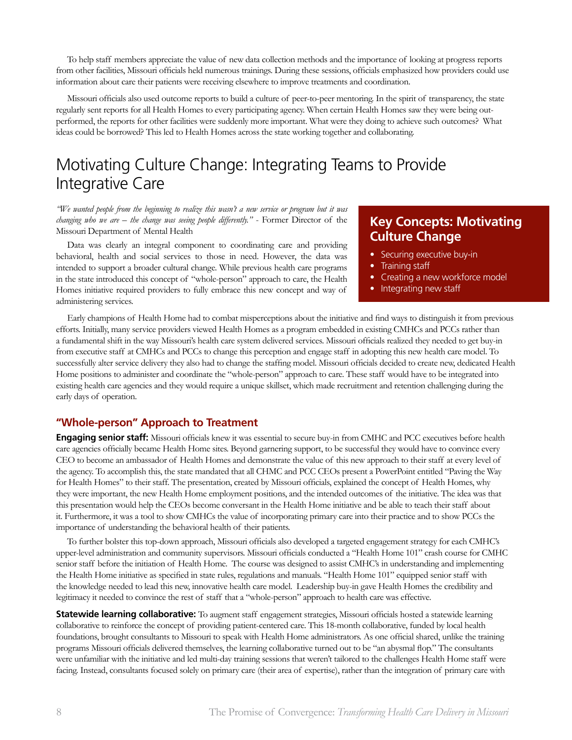To help staff members appreciate the value of new data collection methods and the importance of looking at progress reports from other facilities, Missouri officials held numerous trainings. During these sessions, officials emphasized how providers could use information about care their patients were receiving elsewhere to improve treatments and coordination.

Missouri officials also used outcome reports to build a culture of peer-to-peer mentoring. In the spirit of transparency, the state regularly sent reports for all Health Homes to every participating agency. When certain Health Homes saw they were being out-performed, the reports for other facilities were suddenly more important. What were they doing to achieve such outcomes? What ideas could be borrowed? This led to Health Homes across the state working together and collaborating.

# Motivating Culture Change: Integrating Teams to Provide Integrative Care

*"We wanted people from the beginning to realize this wasn't a new service or program but it was changing who we are – the change was seeing people differently."* - Former Director of the Missouri Department of Mental Health

Data was clearly an integral component to coordinating care and providing behavioral, health and social services to those in need. However, the data was intended to support a broader cultural change. While previous health care programs in the state introduced this concept of "whole-person" approach to care, the Health Homes initiative required providers to fully embrace this new concept and way of administering services.

**Key Concepts: Motivating Culture Change**

- Securing executive buy-in
- Training staff
- Creating a new workforce model
- Integrating new staff

Early champions of Health Home had to combat misperceptions about the initiative and find ways to distinguish it from previous efforts. Initially, many service providers viewed Health Homes as a program embedded in existing CMHCs and PCCs rather than a fundamental shift in the way Missouri's health care system delivered services. Missouri officials realized they needed to get buy-in from executive staff at CMHCs and PCCs to change this perception and engage staff in adopting this new health care model. To successfully alter service delivery they also had to change the staffing model. Missouri officials decided to create new, dedicated Health Home positions to administer and coordinate the "whole-person" approach to care. These staff would have to be integrated into existing health care agencies and they would require a unique skillset, which made recruitment and retention challenging during the early days of operation.

## "Whole-person" Approach to Treatment

**Engaging senior staff:** Missouri officials knew it was essential to secure buy-in from CMHC and PCC executives before health care agencies officially became Health Home sites. Beyond garnering support, to be successful they would have to convince every CEO to become an ambassador of Health Homes and demonstrate the value of this new approach to their staff at every level of the agency. To accomplish this, the state mandated that all CHMC and PCC CEOs present a PowerPoint entitled "Paving the Way for Health Homes" to their staff. The presentation, created by Missouri officials, explained the concept of Health Homes, why they were important, the new Health Home employment positions, and the intended outcomes of the initiative. The idea was that this presentation would help the CEOs become conversant in the Health Home initiative and be able to teach their staff about it. Furthermore, it was a tool to show CMHCs the value of incorporating primary care into their practice and to show PCCs the importance of understanding the behavioral health of their patients.

To further bolster this top-down approach, Missouri officials also developed a targeted engagement strategy for each CMHC's upper-level administration and community supervisors. Missouri officials conducted a "Health Home 101" crash course for CMHC senior staff before the initiation of Health Home. The course was designed to assist CMHC's in understanding and implementing the Health Home initiative as specified in state rules, regulations and manuals. "Health Home 101" equipped senior staff with the knowledge needed to lead this new, innovative health care model. Leadership buy-in gave Health Homes the credibility and legitimacy it needed to convince the rest of staff that a "whole-person" approach to health care was effective.

**Statewide learning collaborative:** To augment staff engagement strategies, Missouri officials hosted a statewide learning collaborative to reinforce the concept of providing patient-centered care. This 18-month collaborative, funded by local health foundations, brought consultants to Missouri to speak with Health Home administrators. As one official shared, unlike the training programs Missouri officials delivered themselves, the learning collaborative turned out to be "an abysmal flop." The consultants were unfamiliar with the initiative and led multi-day training sessions that weren't tailored to the challenges Health Home staff were facing. Instead, consultants focused solely on primary care (their area of expertise), rather than the integration of primary care with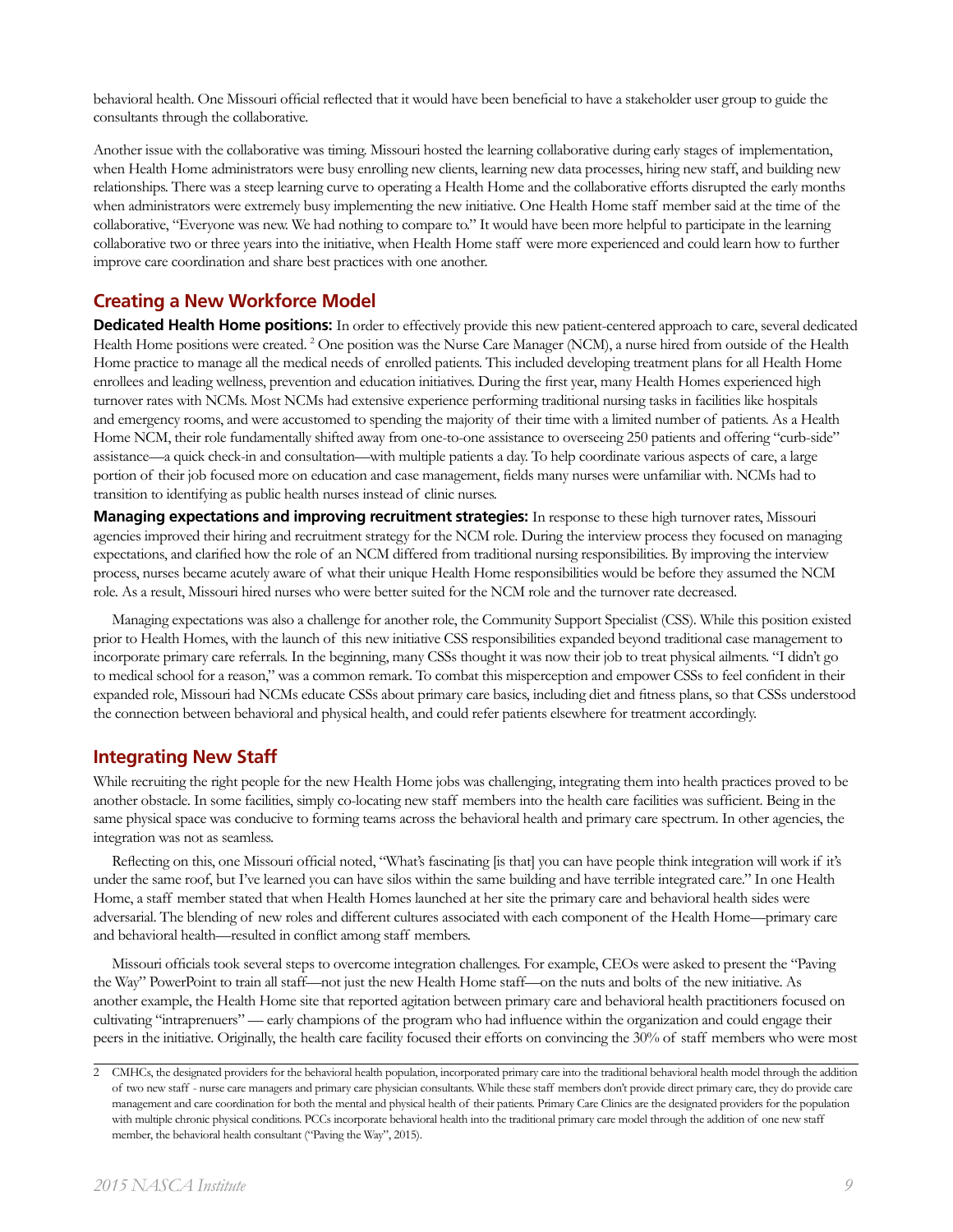behavioral health. One Missouri official reflected that it would have been beneficial to have a stakeholder user group to guide the consultants through the collaborative.

Another issue with the collaborative was timing. Missouri hosted the learning collaborative during early stages of implementation, when Health Home administrators were busy enrolling new clients, learning new data processes, hiring new staff, and building new relationships. There was a steep learning curve to operating a Health Home and the collaborative efforts disrupted the early months when administrators were extremely busy implementing the new initiative. One Health Home staff member said at the time of the collaborative, "Everyone was new. We had nothing to compare to." It would have been more helpful to participate in the learning collaborative two or three years into the initiative, when Health Home staff were more experienced and could learn how to further improve care coordination and share best practices with one another.

## Creating a New Workforce Model

**Dedicated Health Home positions:** In order to effectively provide this new patient-centered approach to care, several dedicated Health Home positions were created. [2] One position was the Nurse Care Manager (NCM), a nurse hired from outside of the Health Home practice to manage all the medical needs of enrolled patients. This included developing treatment plans for all Health Home enrollees and leading wellness, prevention and education initiatives. During the first year, many Health Homes experienced high turnover rates with NCMs. Most NCMs had extensive experience performing traditional nursing tasks in facilities like hospitals and emergency rooms, and were accustomed to spending the majority of their time with a limited number of patients. As a Health Home NCM, their role fundamentally shifted away from one-to-one assistance to overseeing 250 patients and offering "curb-side" assistance—a quick check-in and consultation—with multiple patients a day. To help coordinate various aspects of care, a large portion of their job focused more on education and case management, fields many nurses were unfamiliar with. NCMs had to transition to identifying as public health nurses instead of clinic nurses.

**Managing expectations and improving recruitment strategies:** In response to these high turnover rates, Missouri agencies improved their hiring and recruitment strategy for the NCM role. During the interview process they focused on managing expectations, and clarified how the role of an NCM differed from traditional nursing responsibilities. By improving the interview process, nurses became acutely aware of what their unique Health Home responsibilities would be before they assumed the NCM role. As a result, Missouri hired nurses who were better suited for the NCM role and the turnover rate decreased.

Managing expectations was also a challenge for another role, the Community Support Specialist (CSS). While this position existed prior to Health Homes, with the launch of this new initiative CSS responsibilities expanded beyond traditional case management to incorporate primary care referrals. In the beginning, many CSSs thought it was now their job to treat physical ailments. "I didn't go to medical school for a reason," was a common remark. To combat this misperception and empower CSSs to feel confident in their expanded role, Missouri had NCMs educate CSSs about primary care basics, including diet and fitness plans, so that CSSs understood the connection between behavioral and physical health, and could refer patients elsewhere for treatment accordingly.

## Integrating New Staff

While recruiting the right people for the new Health Home jobs was challenging, integrating them into health practices proved to be another obstacle. In some facilities, simply co-locating new staff members into the health care facilities was sufficient. Being in the same physical space was conducive to forming teams across the behavioral health and primary care spectrum. In other agencies, the integration was not as seamless.

Reflecting on this, one Missouri official noted, "What's fascinating [is that] you can have people think integration will work if it's under the same roof, but I've learned you can have silos within the same building and have terrible integrated care." In one Health Home, a staff member stated that when Health Homes launched at her site the primary care and behavioral health sides were adversarial. The blending of new roles and different cultures associated with each component of the Health Home—primary care and behavioral health—resulted in conflict among staff members.

Missouri officials took several steps to overcome integration challenges. For example, CEOs were asked to present the "Paving the Way" PowerPoint to train all staff—not just the new Health Home staff—on the nuts and bolts of the new initiative. As another example, the Health Home site that reported agitation between primary care and behavioral health practitioners focused on cultivating "intraprenuers" — early champions of the program who had influence within the organization and could engage their peers in the initiative. Originally, the health care facility focused their efforts on convincing the 30% of staff members who were most

---

2 CMHCs, the designated providers for the behavioral health population, incorporated primary care into the traditional behavioral health model through the addition of two new staff - nurse care managers and primary care physician consultants. While these staff members don't provide direct primary care, they do provide care management and care coordination for both the mental and physical health of their patients. Primary Care Clinics are the designated providers for the population with multiple chronic physical conditions. PCCs incorporate behavioral health into the traditional primary care model through the addition of one new staff member, the behavioral health consultant ("Paving the Way", 2015).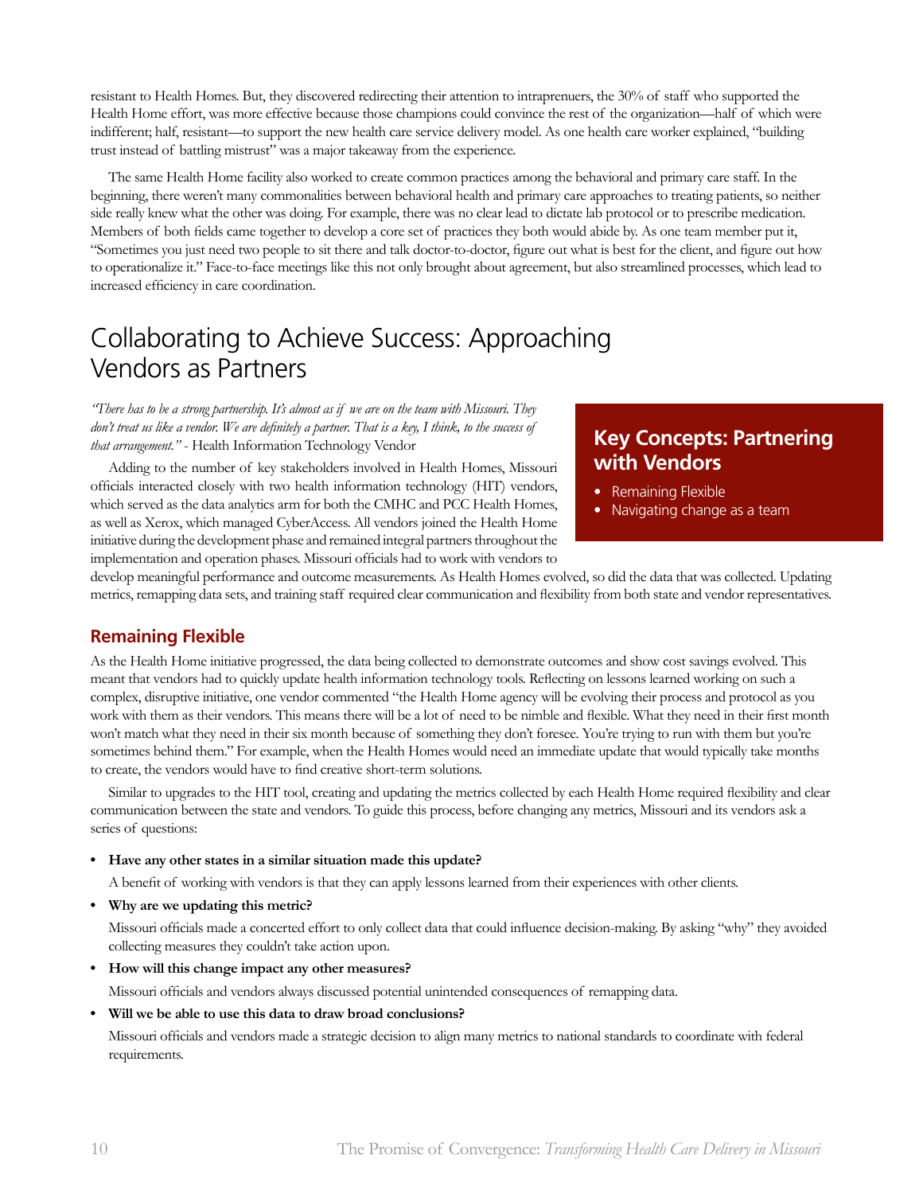resistant to Health Homes. But, they discovered redirecting their attention to intraprenuers, the 30% of staff who supported the Health Home effort, was more effective because those champions could convince the rest of the organization—half of which were indifferent; half, resistant—to support the new health care service delivery model. As one health care worker explained, "building trust instead of battling mistrust" was a major takeaway from the experience.

The same Health Home facility also worked to create common practices among the behavioral and primary care staff. In the beginning, there weren't many commonalities between behavioral health and primary care approaches to treating patients, so neither side really knew what the other was doing. For example, there was no clear lead to dictate lab protocol or to prescribe medication. Members of both fields came together to develop a core set of practices they both would abide by. As one team member put it, "Sometimes you just need two people to sit there and talk doctor-to-doctor, figure out what is best for the client, and figure out how to operationalize it." Face-to-face meetings like this not only brought about agreement, but also streamlined processes, which lead to increased efficiency in care coordination.

# Collaborating to Achieve Success: Approaching Vendors as Partners

*"There has to be a strong partnership. It's almost as if we are on the team with Missouri. They don't treat us like a vendor. We are definitely a partner. That is a key, I think, to the success of that arrangement."* - Health Information Technology Vendor

Adding to the number of key stakeholders involved in Health Homes, Missouri officials interacted closely with two health information technology (HIT) vendors, which served as the data analytics arm for both the CMHC and PCC Health Homes, as well as Xerox, which managed CyberAccess. All vendors joined the Health Home initiative during the development phase and remained integral partners throughout the implementation and operation phases. Missouri officials had to work with vendors to develop meaningful performance and outcome measurements. As Health Homes evolved, so did the data that was collected. Updating metrics, remapping data sets, and training staff required clear communication and flexibility from both state and vendor representatives.

> **Key Concepts: Partnering with Vendors**
>
> - Remaining Flexible
> - Navigating change as a team

## Remaining Flexible

As the Health Home initiative progressed, the data being collected to demonstrate outcomes and show cost savings evolved. This meant that vendors had to quickly update health information technology tools. Reflecting on lessons learned working on such a complex, disruptive initiative, one vendor commented "the Health Home agency will be evolving their process and protocol as you work with them as their vendors. This means there will be a lot of need to be nimble and flexible. What they need in their first month won't match what they need in their six month because of something they don't foresee. You're trying to run with them but you're sometimes behind them." For example, when the Health Homes would need an immediate update that would typically take months to create, the vendors would have to find creative short-term solutions.

Similar to upgrades to the HIT tool, creating and updating the metrics collected by each Health Home required flexibility and clear communication between the state and vendors. To guide this process, before changing any metrics, Missouri and its vendors ask a series of questions:

- **Have any other states in a similar situation made this update?**

  A benefit of working with vendors is that they can apply lessons learned from their experiences with other clients.

- **Why are we updating this metric?**

  Missouri officials made a concerted effort to only collect data that could influence decision-making. By asking "why" they avoided collecting measures they couldn't take action upon.

- **How will this change impact any other measures?**

  Missouri officials and vendors always discussed potential unintended consequences of remapping data.

- **Will we be able to use this data to draw broad conclusions?**

  Missouri officials and vendors made a strategic decision to align many metrics to national standards to coordinate with federal requirements.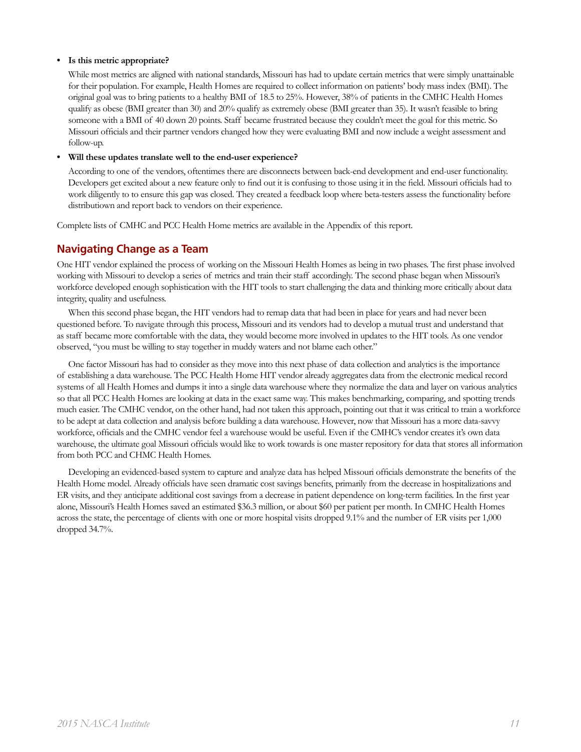- **Is this metric appropriate?**

  While most metrics are aligned with national standards, Missouri has had to update certain metrics that were simply unattainable for their population. For example, Health Homes are required to collect information on patients' body mass index (BMI). The original goal was to bring patients to a healthy BMI of 18.5 to 25%. However, 38% of patients in the CMHC Health Homes qualify as obese (BMI greater than 30) and 20% qualify as extremely obese (BMI greater than 35). It wasn't feasible to bring someone with a BMI of 40 down 20 points. Staff became frustrated because they couldn't meet the goal for this metric. So Missouri officials and their partner vendors changed how they were evaluating BMI and now include a weight assessment and follow-up.

- **Will these updates translate well to the end-user experience?**

  According to one of the vendors, oftentimes there are disconnects between back-end development and end-user functionality. Developers get excited about a new feature only to find out it is confusing to those using it in the field. Missouri officials had to work diligently to to ensure this gap was closed. They created a feedback loop where beta-testers assess the functionality before distributiown and report back to vendors on their experience.

Complete lists of CMHC and PCC Health Home metrics are available in the Appendix of this report.

## Navigating Change as a Team

One HIT vendor explained the process of working on the Missouri Health Homes as being in two phases. The first phase involved working with Missouri to develop a series of metrics and train their staff accordingly. The second phase began when Missouri's workforce developed enough sophistication with the HIT tools to start challenging the data and thinking more critically about data integrity, quality and usefulness.

When this second phase began, the HIT vendors had to remap data that had been in place for years and had never been questioned before. To navigate through this process, Missouri and its vendors had to develop a mutual trust and understand that as staff became more comfortable with the data, they would become more involved in updates to the HIT tools. As one vendor observed, "you must be willing to stay together in muddy waters and not blame each other."

One factor Missouri has had to consider as they move into this next phase of data collection and analytics is the importance of establishing a data warehouse. The PCC Health Home HIT vendor already aggregates data from the electronic medical record systems of all Health Homes and dumps it into a single data warehouse where they normalize the data and layer on various analytics so that all PCC Health Homes are looking at data in the exact same way. This makes benchmarking, comparing, and spotting trends much easier. The CMHC vendor, on the other hand, had not taken this approach, pointing out that it was critical to train a workforce to be adept at data collection and analysis before building a data warehouse. However, now that Missouri has a more data-savvy workforce, officials and the CMHC vendor feel a warehouse would be useful. Even if the CMHC's vendor creates it's own data warehouse, the ultimate goal Missouri officials would like to work towards is one master repository for data that stores all information from both PCC and CHMC Health Homes.

Developing an evidenced-based system to capture and analyze data has helped Missouri officials demonstrate the benefits of the Health Home model. Already officials have seen dramatic cost savings benefits, primarily from the decrease in hospitalizations and ER visits, and they anticipate additional cost savings from a decrease in patient dependence on long-term facilities. In the first year alone, Missouri's Health Homes saved an estimated $36.3 million, or about $60 per patient per month. In CMHC Health Homes across the state, the percentage of clients with one or more hospital visits dropped 9.1% and the number of ER visits per 1,000 dropped 34.7%.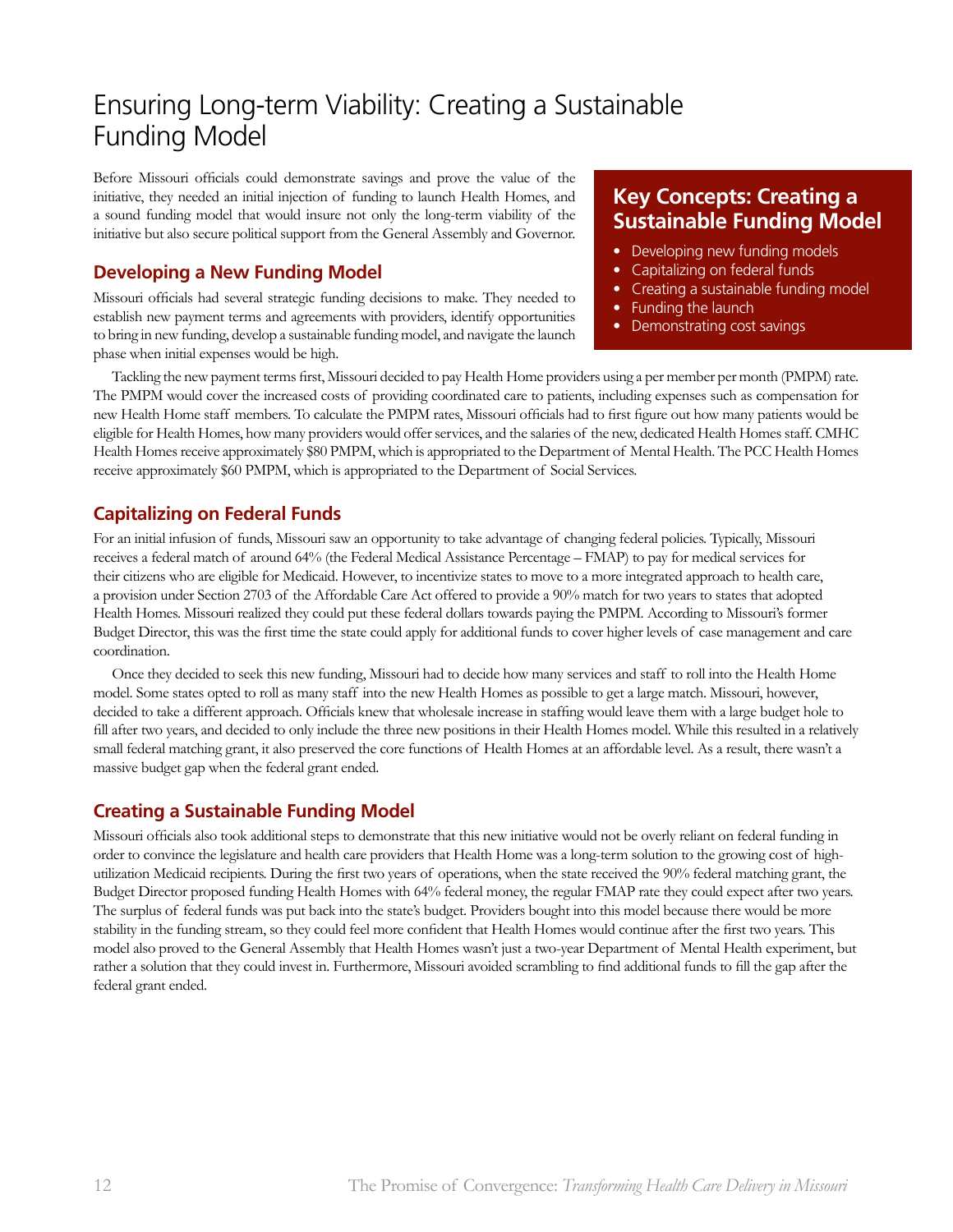# Ensuring Long-term Viability: Creating a Sustainable Funding Model

Before Missouri officials could demonstrate savings and prove the value of the initiative, they needed an initial injection of funding to launch Health Homes, and a sound funding model that would insure not only the long-term viability of the initiative but also secure political support from the General Assembly and Governor.

## Key Concepts: Creating a Sustainable Funding Model

- Developing new funding models
- Capitalizing on federal funds
- Creating a sustainable funding model
- Funding the launch
- Demonstrating cost savings

## Developing a New Funding Model

Missouri officials had several strategic funding decisions to make. They needed to establish new payment terms and agreements with providers, identify opportunities to bring in new funding, develop a sustainable funding model, and navigate the launch phase when initial expenses would be high.

Tackling the new payment terms first, Missouri decided to pay Health Home providers using a per member per month (PMPM) rate. The PMPM would cover the increased costs of providing coordinated care to patients, including expenses such as compensation for new Health Home staff members. To calculate the PMPM rates, Missouri officials had to first figure out how many patients would be eligible for Health Homes, how many providers would offer services, and the salaries of the new, dedicated Health Homes staff. CMHC Health Homes receive approximately $80 PMPM, which is appropriated to the Department of Mental Health. The PCC Health Homes receive approximately $60 PMPM, which is appropriated to the Department of Social Services.

## Capitalizing on Federal Funds

For an initial infusion of funds, Missouri saw an opportunity to take advantage of changing federal policies. Typically, Missouri receives a federal match of around 64% (the Federal Medical Assistance Percentage – FMAP) to pay for medical services for their citizens who are eligible for Medicaid. However, to incentivize states to move to a more integrated approach to health care, a provision under Section 2703 of the Affordable Care Act offered to provide a 90% match for two years to states that adopted Health Homes. Missouri realized they could put these federal dollars towards paying the PMPM. According to Missouri's former Budget Director, this was the first time the state could apply for additional funds to cover higher levels of case management and care coordination.

Once they decided to seek this new funding, Missouri had to decide how many services and staff to roll into the Health Home model. Some states opted to roll as many staff into the new Health Homes as possible to get a large match. Missouri, however, decided to take a different approach. Officials knew that wholesale increase in staffing would leave them with a large budget hole to fill after two years, and decided to only include the three new positions in their Health Homes model. While this resulted in a relatively small federal matching grant, it also preserved the core functions of Health Homes at an affordable level. As a result, there wasn't a massive budget gap when the federal grant ended.

## Creating a Sustainable Funding Model

Missouri officials also took additional steps to demonstrate that this new initiative would not be overly reliant on federal funding in order to convince the legislature and health care providers that Health Home was a long-term solution to the growing cost of high-utilization Medicaid recipients. During the first two years of operations, when the state received the 90% federal matching grant, the Budget Director proposed funding Health Homes with 64% federal money, the regular FMAP rate they could expect after two years. The surplus of federal funds was put back into the state's budget. Providers bought into this model because there would be more stability in the funding stream, so they could feel more confident that Health Homes would continue after the first two years. This model also proved to the General Assembly that Health Homes wasn't just a two-year Department of Mental Health experiment, but rather a solution that they could invest in. Furthermore, Missouri avoided scrambling to find additional funds to fill the gap after the federal grant ended.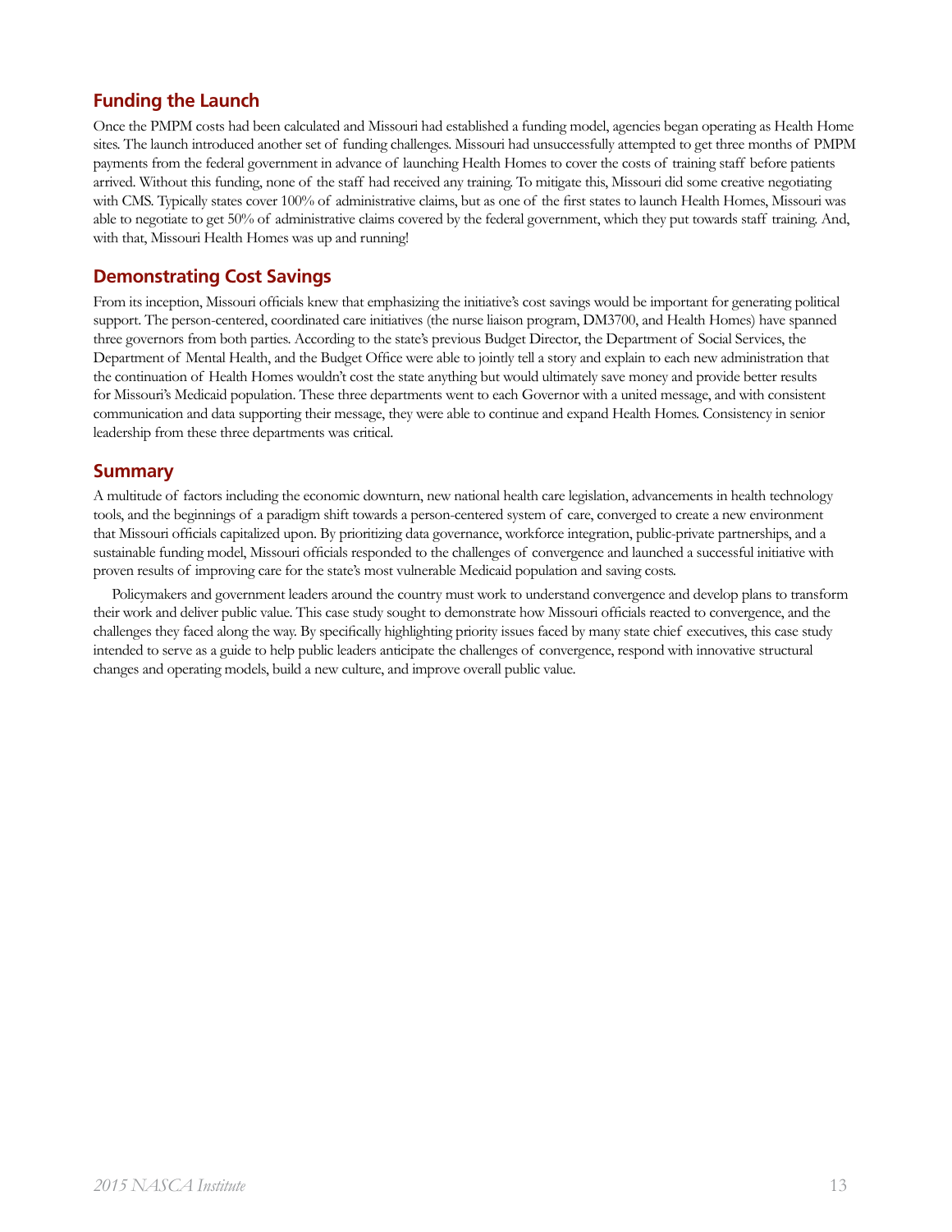## Funding the Launch

Once the PMPM costs had been calculated and Missouri had established a funding model, agencies began operating as Health Home sites. The launch introduced another set of funding challenges. Missouri had unsuccessfully attempted to get three months of PMPM payments from the federal government in advance of launching Health Homes to cover the costs of training staff before patients arrived. Without this funding, none of the staff had received any training. To mitigate this, Missouri did some creative negotiating with CMS. Typically states cover 100% of administrative claims, but as one of the first states to launch Health Homes, Missouri was able to negotiate to get 50% of administrative claims covered by the federal government, which they put towards staff training. And, with that, Missouri Health Homes was up and running!

## Demonstrating Cost Savings

From its inception, Missouri officials knew that emphasizing the initiative's cost savings would be important for generating political support. The person-centered, coordinated care initiatives (the nurse liaison program, DM3700, and Health Homes) have spanned three governors from both parties. According to the state's previous Budget Director, the Department of Social Services, the Department of Mental Health, and the Budget Office were able to jointly tell a story and explain to each new administration that the continuation of Health Homes wouldn't cost the state anything but would ultimately save money and provide better results for Missouri's Medicaid population. These three departments went to each Governor with a united message, and with consistent communication and data supporting their message, they were able to continue and expand Health Homes. Consistency in senior leadership from these three departments was critical.

## Summary

A multitude of factors including the economic downturn, new national health care legislation, advancements in health technology tools, and the beginnings of a paradigm shift towards a person-centered system of care, converged to create a new environment that Missouri officials capitalized upon. By prioritizing data governance, workforce integration, public-private partnerships, and a sustainable funding model, Missouri officials responded to the challenges of convergence and launched a successful initiative with proven results of improving care for the state's most vulnerable Medicaid population and saving costs.

Policymakers and government leaders around the country must work to understand convergence and develop plans to transform their work and deliver public value. This case study sought to demonstrate how Missouri officials reacted to convergence, and the challenges they faced along the way. By specifically highlighting priority issues faced by many state chief executives, this case study intended to serve as a guide to help public leaders anticipate the challenges of convergence, respond with innovative structural changes and operating models, build a new culture, and improve overall public value.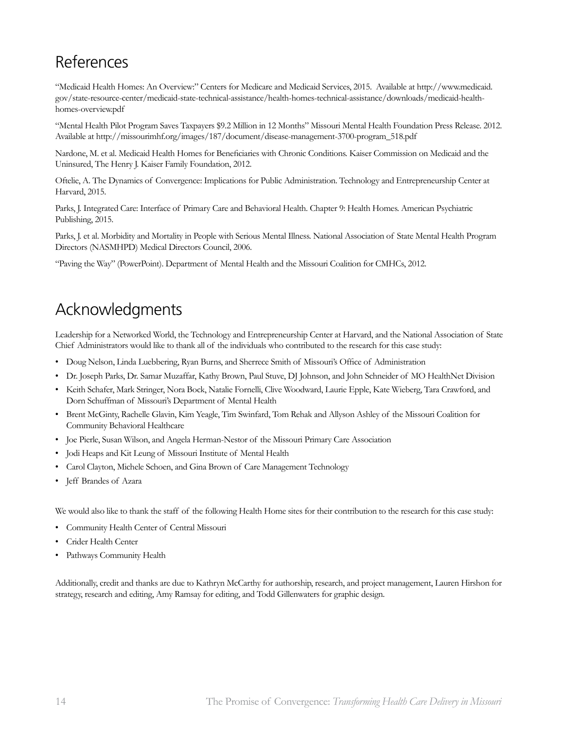## References

"Medicaid Health Homes: An Overview:" Centers for Medicare and Medicaid Services, 2015. Available at http://www.medicaid.gov/state-resource-center/medicaid-state-technical-assistance/health-homes-technical-assistance/downloads/medicaid-health-homes-overview.pdf

"Mental Health Pilot Program Saves Taxpayers $9.2 Million in 12 Months" Missouri Mental Health Foundation Press Release. 2012. Available at http://missourimhf.org/images/187/document/disease-management-3700-program_518.pdf

Nardone, M. et al. Medicaid Health Homes for Beneficiaries with Chronic Conditions. Kaiser Commission on Medicaid and the Uninsured, The Henry J. Kaiser Family Foundation, 2012.

Oftelie, A. The Dynamics of Convergence: Implications for Public Administration. Technology and Entrepreneurship Center at Harvard, 2015.

Parks, J. Integrated Care: Interface of Primary Care and Behavioral Health. Chapter 9: Health Homes. American Psychiatric Publishing, 2015.

Parks, J. et al. Morbidity and Mortality in People with Serious Mental Illness. National Association of State Mental Health Program Directors (NASMHPD) Medical Directors Council, 2006.

"Paving the Way" (PowerPoint). Department of Mental Health and the Missouri Coalition for CMHCs, 2012.

## Acknowledgments

Leadership for a Networked World, the Technology and Entrepreneurship Center at Harvard, and the National Association of State Chief Administrators would like to thank all of the individuals who contributed to the research for this case study:

- Doug Nelson, Linda Luebbering, Ryan Burns, and Sherrece Smith of Missouri's Office of Administration
- Dr. Joseph Parks, Dr. Samar Muzaffar, Kathy Brown, Paul Stuve, DJ Johnson, and John Schneider of MO HealthNet Division
- Keith Schafer, Mark Stringer, Nora Bock, Natalie Fornelli, Clive Woodward, Laurie Epple, Kate Wieberg, Tara Crawford, and Dorn Schuffman of Missouri's Department of Mental Health
- Brent McGinty, Rachelle Glavin, Kim Yeagle, Tim Swinfard, Tom Rehak and Allyson Ashley of the Missouri Coalition for Community Behavioral Healthcare
- Joe Pierle, Susan Wilson, and Angela Herman-Nestor of the Missouri Primary Care Association
- Jodi Heaps and Kit Leung of Missouri Institute of Mental Health
- Carol Clayton, Michele Schoen, and Gina Brown of Care Management Technology
- Jeff Brandes of Azara

We would also like to thank the staff of the following Health Home sites for their contribution to the research for this case study:

- Community Health Center of Central Missouri
- Crider Health Center
- Pathways Community Health

Additionally, credit and thanks are due to Kathryn McCarthy for authorship, research, and project management, Lauren Hirshon for strategy, research and editing, Amy Ramsay for editing, and Todd Gillenwaters for graphic design.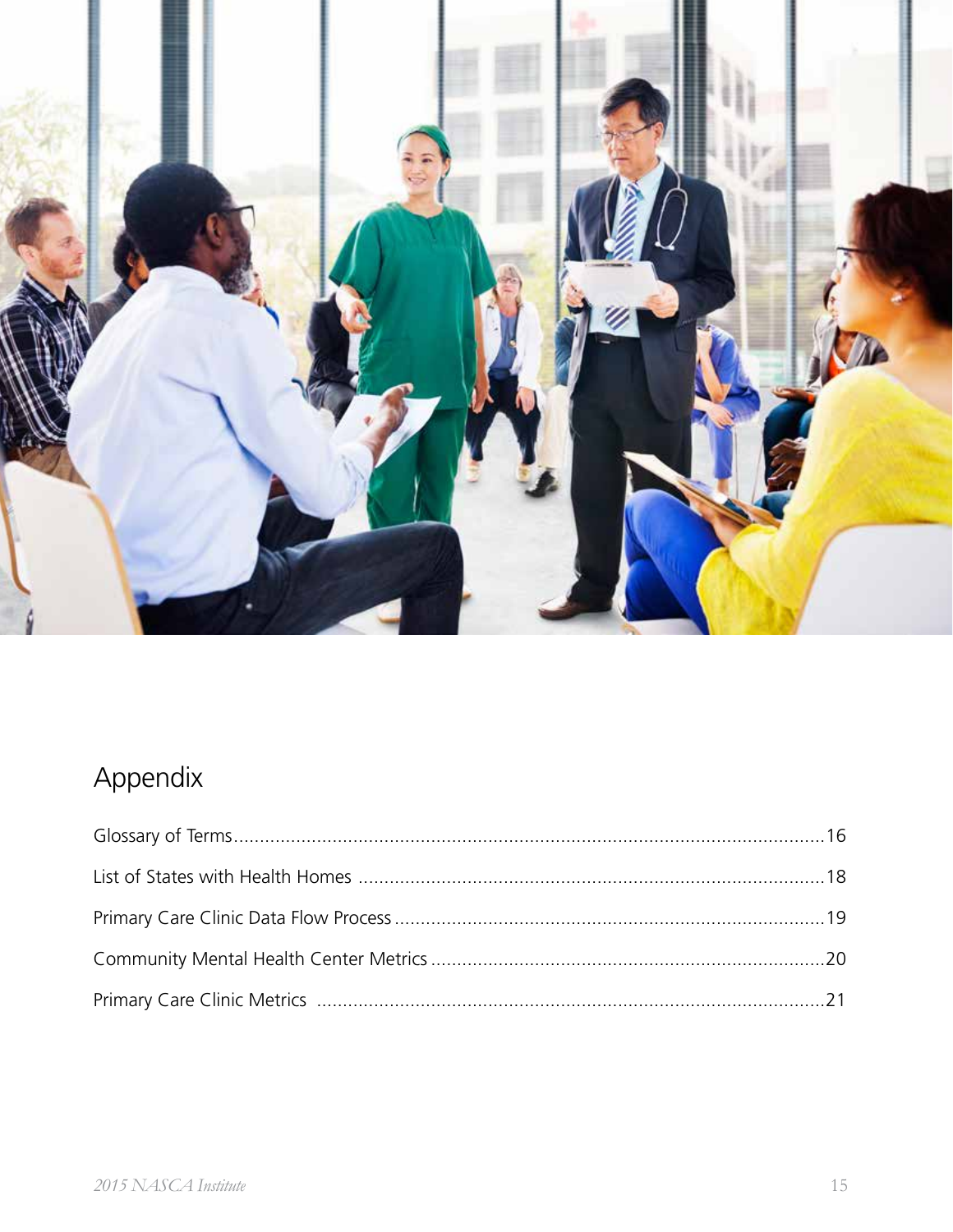# Appendix

Glossary of Terms....16

List of States with Health Homes ....18

Primary Care Clinic Data Flow Process....19

Community Mental Health Center Metrics....20

Primary Care Clinic Metrics ....21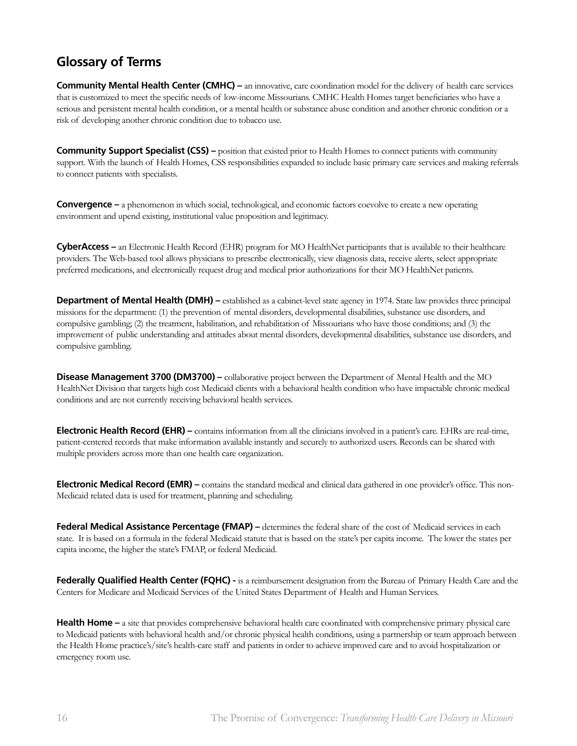## Glossary of Terms

**Community Mental Health Center (CMHC) –** an innovative, care coordination model for the delivery of health care services that is customized to meet the specific needs of low-income Missourians. CMHC Health Homes target beneficiaries who have a serious and persistent mental health condition, or a mental health or substance abuse condition and another chronic condition or a risk of developing another chronic condition due to tobacco use.

**Community Support Specialist (CSS) –** position that existed prior to Health Homes to connect patients with community support. With the launch of Health Homes, CSS responsibilities expanded to include basic primary care services and making referrals to connect patients with specialists.

**Convergence –** a phenomenon in which social, technological, and economic factors coevolve to create a new operating environment and upend existing, institutional value proposition and legitimacy.

**CyberAccess –** an Electronic Health Record (EHR) program for MO HealthNet participants that is available to their healthcare providers. The Web-based tool allows physicians to prescribe electronically, view diagnosis data, receive alerts, select appropriate preferred medications, and electronically request drug and medical prior authorizations for their MO HealthNet patients.

**Department of Mental Health (DMH) –** established as a cabinet-level state agency in 1974. State law provides three principal missions for the department: (1) the prevention of mental disorders, developmental disabilities, substance use disorders, and compulsive gambling; (2) the treatment, habilitation, and rehabilitation of Missourians who have those conditions; and (3) the improvement of public understanding and attitudes about mental disorders, developmental disabilities, substance use disorders, and compulsive gambling.

**Disease Management 3700 (DM3700) –** collaborative project between the Department of Mental Health and the MO HealthNet Division that targets high cost Medicaid clients with a behavioral health condition who have impactable chronic medical conditions and are not currently receiving behavioral health services.

**Electronic Health Record (EHR) –** contains information from all the clinicians involved in a patient's care. EHRs are real-time, patient-centered records that make information available instantly and securely to authorized users. Records can be shared with multiple providers across more than one health care organization.

**Electronic Medical Record (EMR) –** contains the standard medical and clinical data gathered in one provider's office. This non-Medicaid related data is used for treatment, planning and scheduling.

**Federal Medical Assistance Percentage (FMAP) –** determines the federal share of the cost of Medicaid services in each state. It is based on a formula in the federal Medicaid statute that is based on the state's per capita income. The lower the states per capita income, the higher the state's FMAP, or federal Medicaid.

**Federally Qualified Health Center (FQHC) -** is a reimbursement designation from the Bureau of Primary Health Care and the Centers for Medicare and Medicaid Services of the United States Department of Health and Human Services.

**Health Home –** a site that provides comprehensive behavioral health care coordinated with comprehensive primary physical care to Medicaid patients with behavioral health and/or chronic physical health conditions, using a partnership or team approach between the Health Home practice's/site's health-care staff and patients in order to achieve improved care and to avoid hospitalization or emergency room use.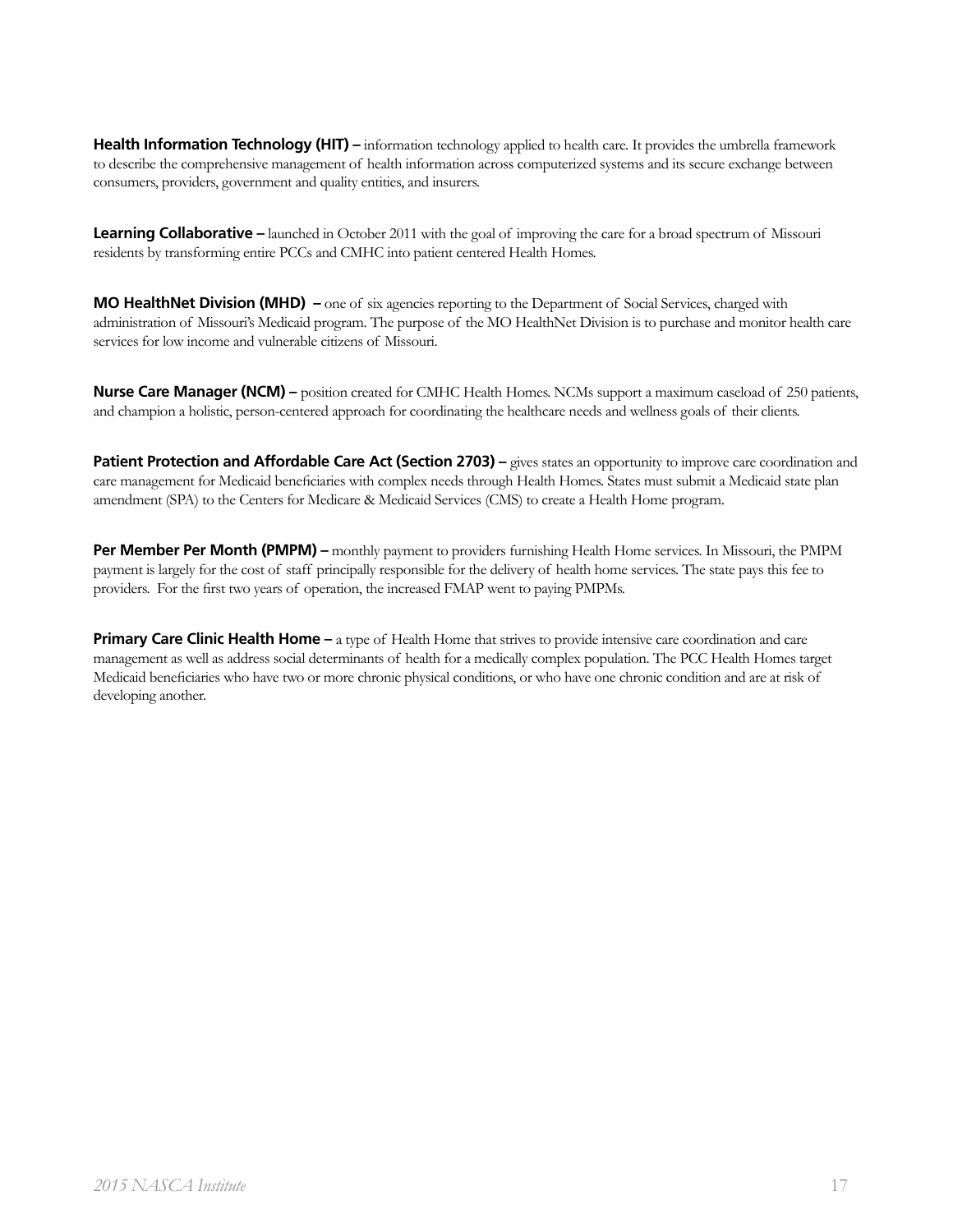**Health Information Technology (HIT) –** information technology applied to health care. It provides the umbrella framework to describe the comprehensive management of health information across computerized systems and its secure exchange between consumers, providers, government and quality entities, and insurers.

**Learning Collaborative –** launched in October 2011 with the goal of improving the care for a broad spectrum of Missouri residents by transforming entire PCCs and CMHC into patient centered Health Homes.

**MO HealthNet Division (MHD) –** one of six agencies reporting to the Department of Social Services, charged with administration of Missouri's Medicaid program. The purpose of the MO HealthNet Division is to purchase and monitor health care services for low income and vulnerable citizens of Missouri.

**Nurse Care Manager (NCM) –** position created for CMHC Health Homes. NCMs support a maximum caseload of 250 patients, and champion a holistic, person-centered approach for coordinating the healthcare needs and wellness goals of their clients.

**Patient Protection and Affordable Care Act (Section 2703) –** gives states an opportunity to improve care coordination and care management for Medicaid beneficiaries with complex needs through Health Homes. States must submit a Medicaid state plan amendment (SPA) to the Centers for Medicare & Medicaid Services (CMS) to create a Health Home program.

**Per Member Per Month (PMPM) –** monthly payment to providers furnishing Health Home services. In Missouri, the PMPM payment is largely for the cost of staff principally responsible for the delivery of health home services. The state pays this fee to providers. For the first two years of operation, the increased FMAP went to paying PMPMs.

**Primary Care Clinic Health Home –** a type of Health Home that strives to provide intensive care coordination and care management as well as address social determinants of health for a medically complex population. The PCC Health Homes target Medicaid beneficiaries who have two or more chronic physical conditions, or who have one chronic condition and are at risk of developing another.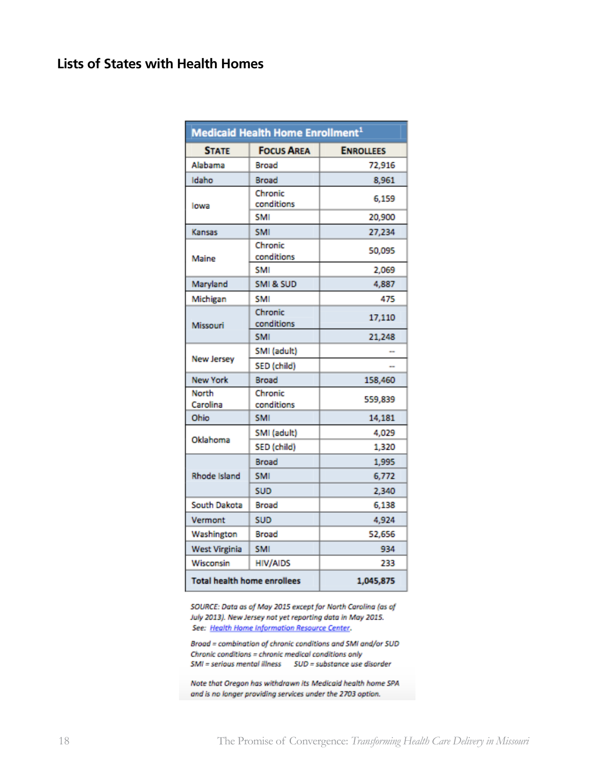## Lists of States with Health Homes

| Medicaid Health Home Enrollment[1] | | |
|---|---|---|
| **State** | **Focus Area** | **Enrollees** |
| Alabama | Broad | 72,916 |
| Idaho | Broad | 8,961 |
| Iowa | Chronic conditions | 6,159 |
| | SMI | 20,900 |
| Kansas | SMI | 27,234 |
| Maine | Chronic conditions | 50,095 |
| | SMI | 2,069 |
| Maryland | SMI & SUD | 4,887 |
| Michigan | SMI | 475 |
| Missouri | Chronic conditions | 17,110 |
| | SMI | 21,248 |
| New Jersey | SMI (adult) | -- |
| | SED (child) | -- |
| New York | Broad | 158,460 |
| North Carolina | Chronic conditions | 559,839 |
| Ohio | SMI | 14,181 |
| Oklahoma | SMI (adult) | 4,029 |
| | SED (child) | 1,320 |
| Rhode Island | Broad | 1,995 |
| | SMI | 6,772 |
| | SUD | 2,340 |
| South Dakota | Broad | 6,138 |
| Vermont | SUD | 4,924 |
| Washington | Broad | 52,656 |
| West Virginia | SMI | 934 |
| Wisconsin | HIV/AIDS | 233 |
| **Total health home enrollees** | | **1,045,875** |

*SOURCE: Data as of May 2015 except for North Carolina (as of July 2013). New Jersey not yet reporting data in May 2015. See: Health Home Information Resource Center.*

*Broad = combination of chronic conditions and SMI and/or SUD*
*Chronic conditions = chronic medical conditions only*
*SMI = serious mental illness SUD = substance use disorder*

*Note that Oregon has withdrawn its Medicaid health home SPA and is no longer providing services under the 2703 option.*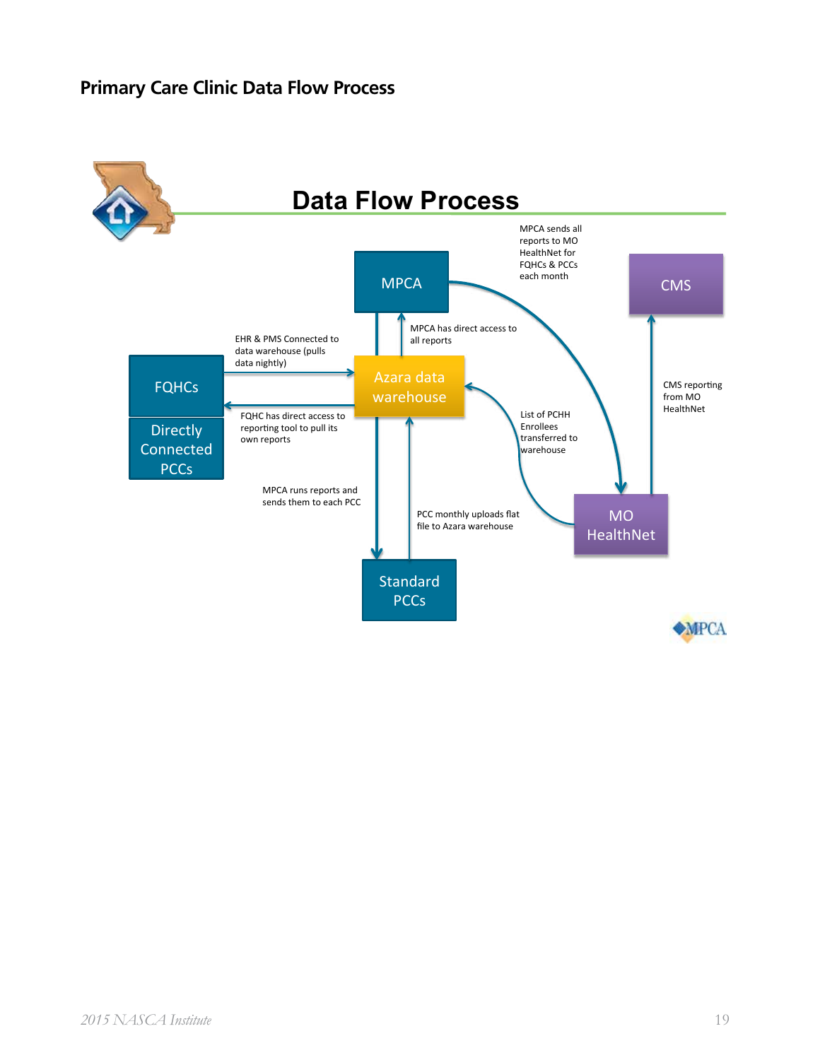## Primary Care Clinic Data Flow Process

# Data Flow Process

MPCA

CMS

MPCA sends all reports to MO HealthNet for FQHCs & PCCs each month

MPCA has direct access to all reports

EHR & PMS Connected to data warehouse (pulls data nightly)

FQHCs

Directly Connected PCCs

Azara data warehouse

FQHC has direct access to reporting tool to pull its own reports

List of PCHH Enrollees transferred to warehouse

CMS reporting from MO HealthNet

MPCA runs reports and sends them to each PCC

PCC monthly uploads flat file to Azara warehouse

MO HealthNet

Standard PCCs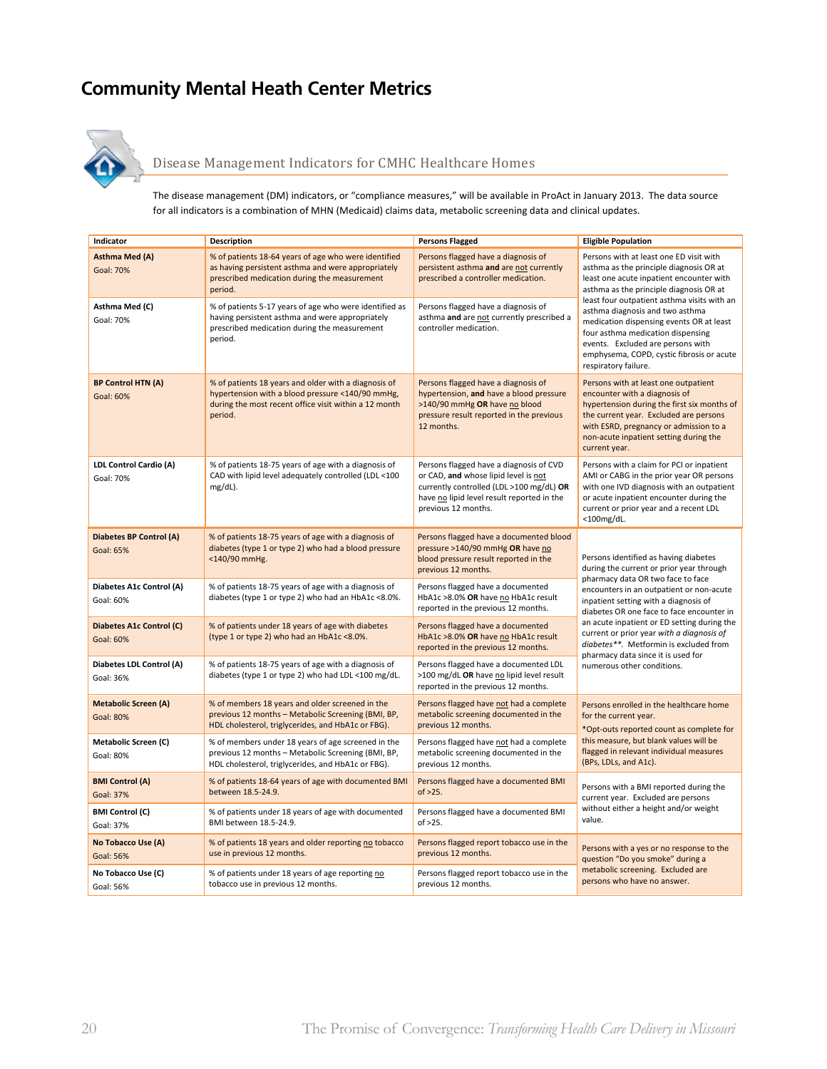# Community Mental Heath Center Metrics

## Disease Management Indicators for CMHC Healthcare Homes

The disease management (DM) indicators, or "compliance measures," will be available in ProAct in January 2013. The data source for all indicators is a combination of MHN (Medicaid) claims data, metabolic screening data and clinical updates.

| Indicator | Description | Persons Flagged | Eligible Population |
|---|---|---|---|
| **Asthma Med (A)** Goal: 70% | % of patients 18-64 years of age who were identified as having persistent asthma and were appropriately prescribed medication during the measurement period. | Persons flagged have a diagnosis of persistent asthma **and** are not currently prescribed a controller medication. | Persons with at least one ED visit with asthma as the principle diagnosis OR at least one acute inpatient encounter with asthma as the principle diagnosis OR at least four outpatient asthma visits with an asthma diagnosis and two asthma medication dispensing events OR at least four asthma medication dispensing events. Excluded are persons with emphysema, COPD, cystic fibrosis or acute respiratory failure. |
| **Asthma Med (C)** Goal: 70% | % of patients 5-17 years of age who were identified as having persistent asthma and were appropriately prescribed medication during the measurement period. | Persons flagged have a diagnosis of asthma **and** are not currently prescribed a controller medication. | |
| **BP Control HTN (A)** Goal: 60% | % of patients 18 years and older with a diagnosis of hypertension with a blood pressure <140/90 mmHg, during the most recent office visit within a 12 month period. | Persons flagged have a diagnosis of hypertension, **and** have a blood pressure >140/90 mmHg **OR** have no blood pressure result reported in the previous 12 months. | Persons with at least one outpatient encounter with a diagnosis of hypertension during the first six months of the current year. Excluded are persons with ESRD, pregnancy or admission to a non-acute inpatient setting during the current year. |
| **LDL Control Cardio (A)** Goal: 70% | % of patients 18-75 years of age with a diagnosis of CAD with lipid level adequately controlled (LDL <100 mg/dL). | Persons flagged have a diagnosis of CVD or CAD, **and** whose lipid level is not currently controlled (LDL >100 mg/dL) **OR** have no lipid level result reported in the previous 12 months. | Persons with a claim for PCI or inpatient AMI or CABG in the prior year OR persons with one IVD diagnosis with an outpatient or acute inpatient encounter during the current or prior year and a recent LDL <100mg/dL. |
| **Diabetes BP Control (A)** Goal: 65% | % of patients 18-75 years of age with a diagnosis of diabetes (type 1 or type 2) who had a blood pressure <140/90 mmHg. | Persons flagged have a documented blood pressure >140/90 mmHg **OR** have no blood pressure result reported in the previous 12 months. | Persons identified as having diabetes during the current or prior year through pharmacy data OR two face to face encounters in an outpatient or non-acute inpatient setting with a diagnosis of diabetes OR one face to face encounter in an acute inpatient or ED setting during the current or prior year *with a diagnosis of diabetes***. Metformin is excluded from pharmacy data since it is used for numerous other conditions. |
| **Diabetes A1c Control (A)** Goal: 60% | % of patients 18-75 years of age with a diagnosis of diabetes (type 1 or type 2) who had an HbA1c <8.0%. | Persons flagged have a documented HbA1c >8.0% **OR** have no HbA1c result reported in the previous 12 months. | |
| **Diabetes A1c Control (C)** Goal: 60% | % of patients under 18 years of age with diabetes (type 1 or type 2) who had an HbA1c <8.0%. | Persons flagged have a documented HbA1c >8.0% **OR** have no HbA1c result reported in the previous 12 months. | |
| **Diabetes LDL Control (A)** Goal: 36% | % of patients 18-75 years of age with a diagnosis of diabetes (type 1 or type 2) who had LDL <100 mg/dL. | Persons flagged have a documented LDL >100 mg/dL **OR** have no lipid level result reported in the previous 12 months. | |
| **Metabolic Screen (A)** Goal: 80% | % of members 18 years and older screened in the previous 12 months – Metabolic Screening (BMI, BP, HDL cholesterol, triglycerides, and HbA1c or FBG). | Persons flagged have not had a complete metabolic screening documented in the previous 12 months. | Persons enrolled in the healthcare home for the current year. *Opt-outs reported count as complete for this measure, but blank values will be flagged in relevant individual measures (BPs, LDLs, and A1c). |
| **Metabolic Screen (C)** Goal: 80% | % of members under 18 years of age screened in the previous 12 months – Metabolic Screening (BMI, BP, HDL cholesterol, triglycerides, and HbA1c or FBG). | Persons flagged have not had a complete metabolic screening documented in the previous 12 months. | |
| **BMI Control (A)** Goal: 37% | % of patients 18-64 years of age with documented BMI between 18.5-24.9. | Persons flagged have a documented BMI of >25. | Persons with a BMI reported during the current year. Excluded are persons without either a height and/or weight value. |
| **BMI Control (C)** Goal: 37% | % of patients under 18 years of age with documented BMI between 18.5-24.9. | Persons flagged have a documented BMI of >25. | |
| **No Tobacco Use (A)** Goal: 56% | % of patients 18 years and older reporting no tobacco use in previous 12 months. | Persons flagged report tobacco use in the previous 12 months. | Persons with a yes or no response to the question "Do you smoke" during a metabolic screening. Excluded are persons who have no answer. |
| **No Tobacco Use (C)** Goal: 56% | % of patients under 18 years of age reporting no tobacco use in previous 12 months. | Persons flagged report tobacco use in the previous 12 months. | |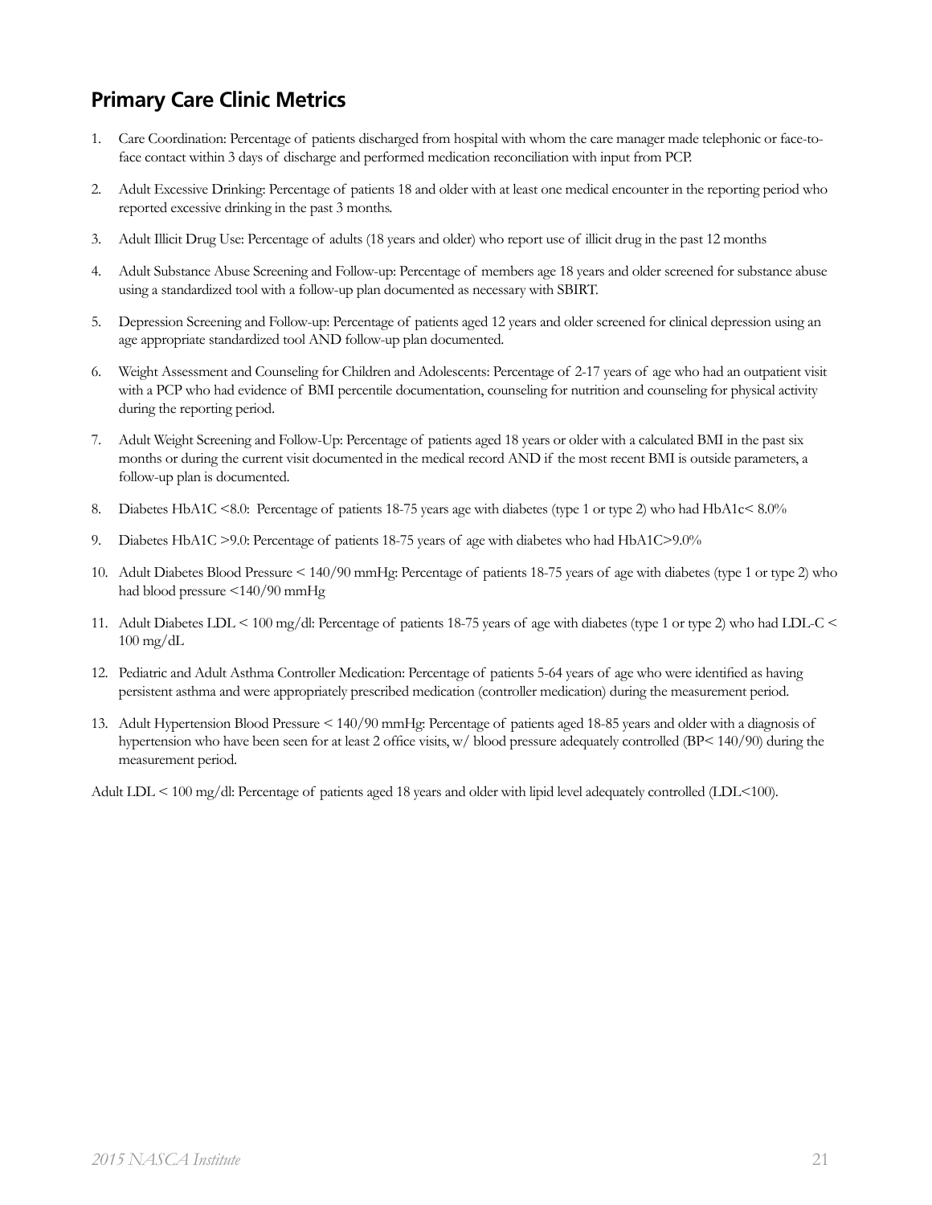## Primary Care Clinic Metrics

1. Care Coordination: Percentage of patients discharged from hospital with whom the care manager made telephonic or face-to-face contact within 3 days of discharge and performed medication reconciliation with input from PCP.

2. Adult Excessive Drinking: Percentage of patients 18 and older with at least one medical encounter in the reporting period who reported excessive drinking in the past 3 months.

3. Adult Illicit Drug Use: Percentage of adults (18 years and older) who report use of illicit drug in the past 12 months

4. Adult Substance Abuse Screening and Follow-up: Percentage of members age 18 years and older screened for substance abuse using a standardized tool with a follow-up plan documented as necessary with SBIRT.

5. Depression Screening and Follow-up: Percentage of patients aged 12 years and older screened for clinical depression using an age appropriate standardized tool AND follow-up plan documented.

6. Weight Assessment and Counseling for Children and Adolescents: Percentage of 2-17 years of age who had an outpatient visit with a PCP who had evidence of BMI percentile documentation, counseling for nutrition and counseling for physical activity during the reporting period.

7. Adult Weight Screening and Follow-Up: Percentage of patients aged 18 years or older with a calculated BMI in the past six months or during the current visit documented in the medical record AND if the most recent BMI is outside parameters, a follow-up plan is documented.

8. Diabetes HbA1C <8.0: Percentage of patients 18-75 years age with diabetes (type 1 or type 2) who had HbA1c< 8.0%

9. Diabetes HbA1C >9.0: Percentage of patients 18-75 years of age with diabetes who had HbA1C>9.0%

10. Adult Diabetes Blood Pressure < 140/90 mmHg: Percentage of patients 18-75 years of age with diabetes (type 1 or type 2) who had blood pressure <140/90 mmHg

11. Adult Diabetes LDL < 100 mg/dl: Percentage of patients 18-75 years of age with diabetes (type 1 or type 2) who had LDL-C < 100 mg/dL

12. Pediatric and Adult Asthma Controller Medication: Percentage of patients 5-64 years of age who were identified as having persistent asthma and were appropriately prescribed medication (controller medication) during the measurement period.

13. Adult Hypertension Blood Pressure < 140/90 mmHg: Percentage of patients aged 18-85 years and older with a diagnosis of hypertension who have been seen for at least 2 office visits, w/ blood pressure adequately controlled (BP< 140/90) during the measurement period.

Adult LDL < 100 mg/dl: Percentage of patients aged 18 years and older with lipid level adequately controlled (LDL<100).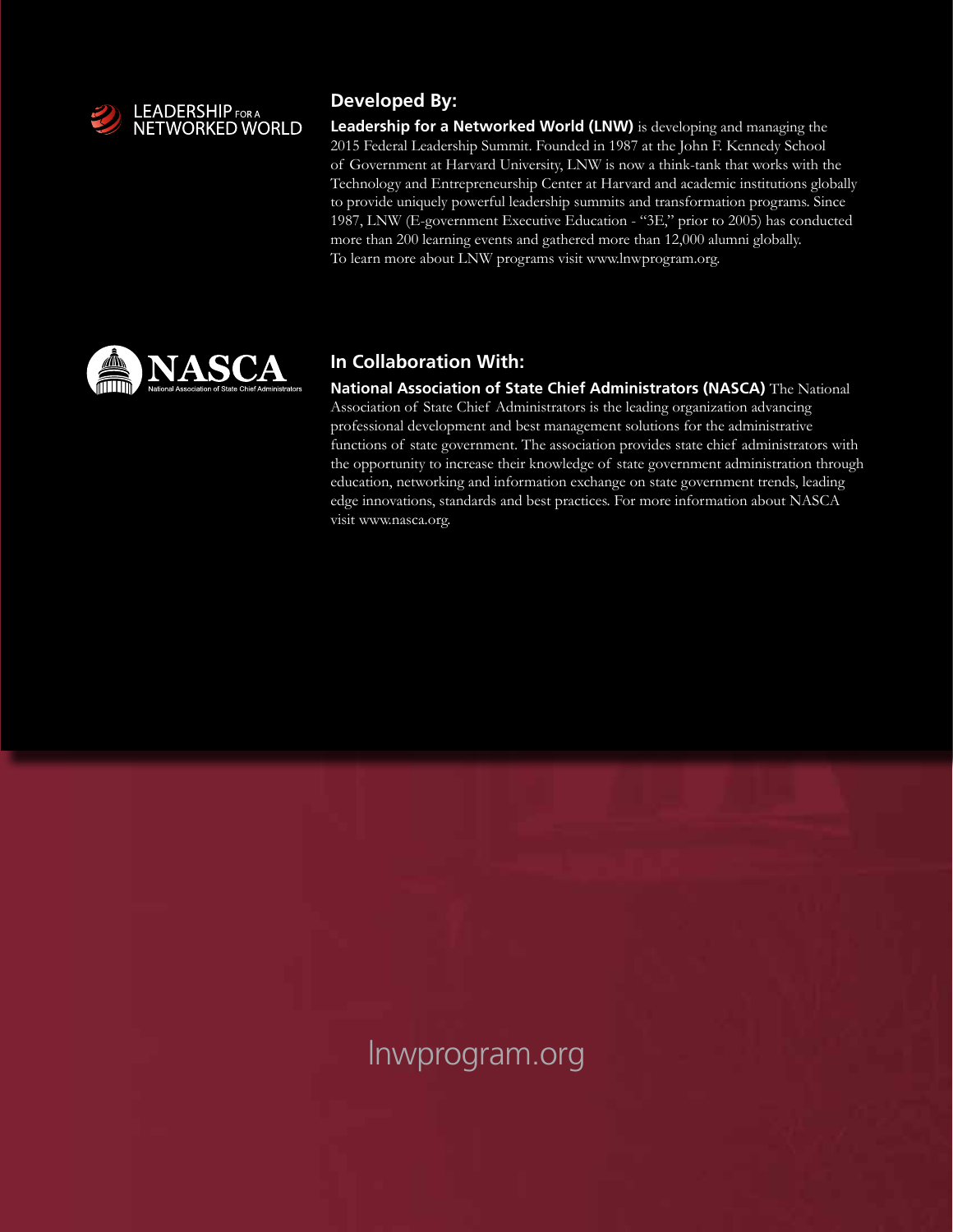LEADERSHIP FOR A NETWORKED WORLD

## Developed By:

**Leadership for a Networked World (LNW)** is developing and managing the 2015 Federal Leadership Summit. Founded in 1987 at the John F. Kennedy School of Government at Harvard University, LNW is now a think-tank that works with the Technology and Entrepreneurship Center at Harvard and academic institutions globally to provide uniquely powerful leadership summits and transformation programs. Since 1987, LNW (E-government Executive Education - "3E," prior to 2005) has conducted more than 200 learning events and gathered more than 12,000 alumni globally. To learn more about LNW programs visit www.lnwprogram.org.

NASCA
National Association of State Chief Administrators

## In Collaboration With:

**National Association of State Chief Administrators (NASCA)** The National Association of State Chief Administrators is the leading organization advancing professional development and best management solutions for the administrative functions of state government. The association provides state chief administrators with the opportunity to increase their knowledge of state government administration through education, networking and information exchange on state government trends, leading edge innovations, standards and best practices. For more information about NASCA visit www.nasca.org.

lnwprogram.org